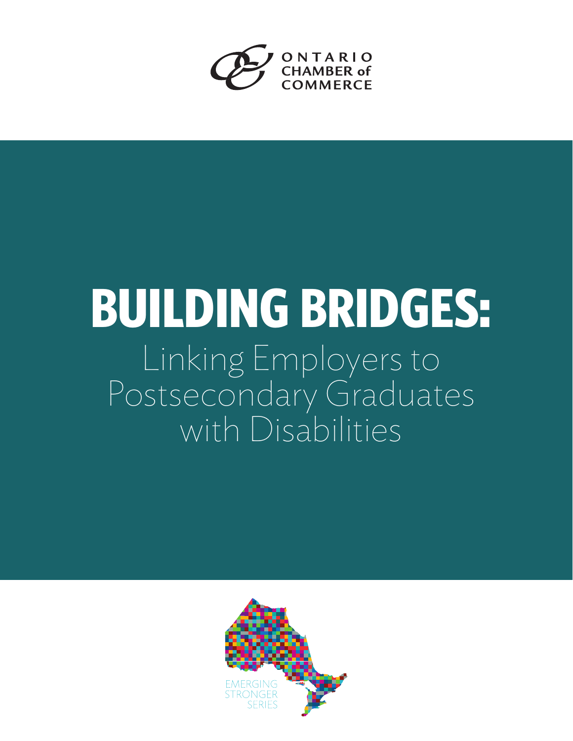ONTARIO CHAMBER of COMMERCE

# BUILDING BRIDGES:

## Linking Employers to Postsecondary Graduates with Disabilities

EMERGING STRONGER SERIES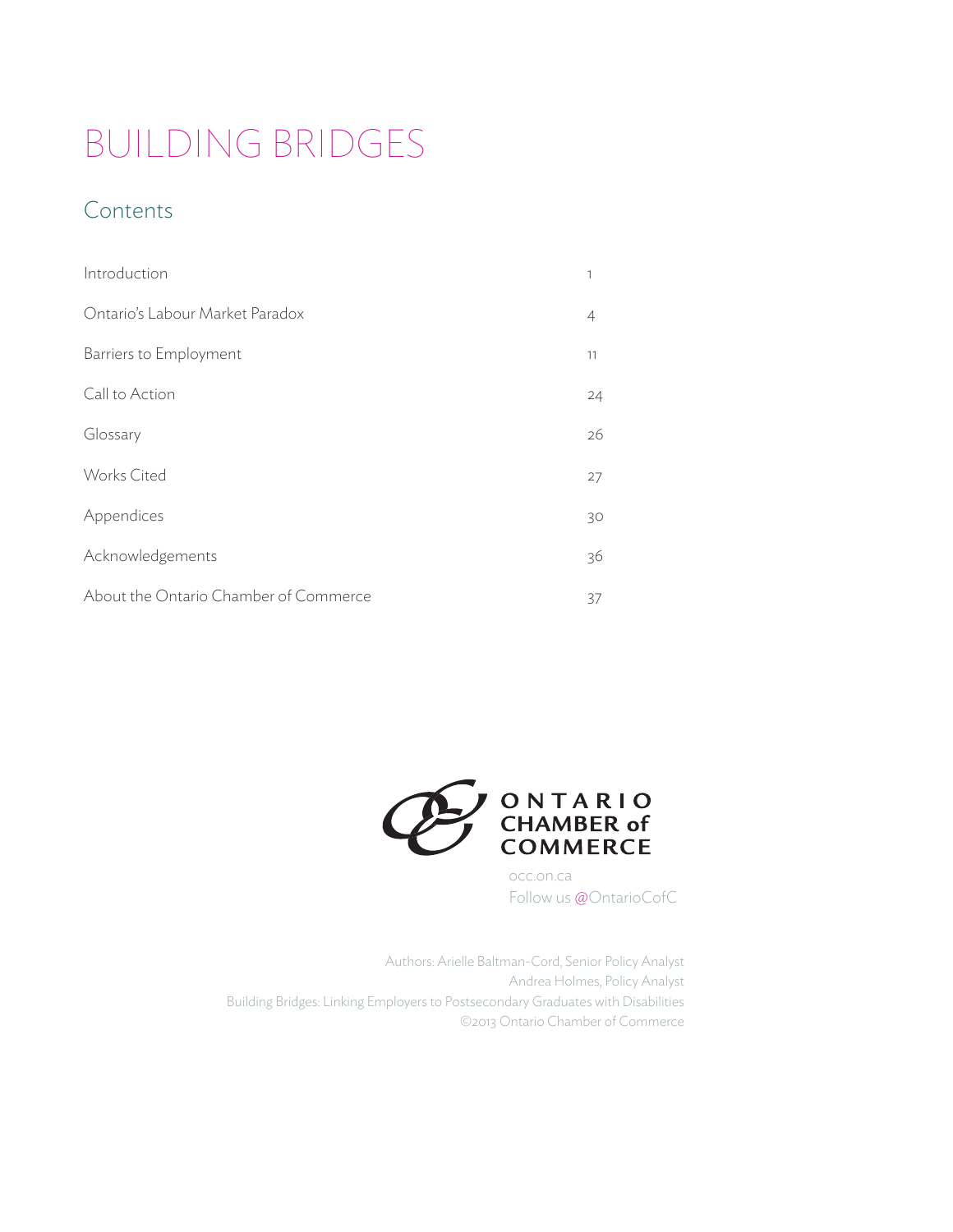# BUILDING BRIDGES

## Contents

| | |
|---|---|
| Introduction | 1 |
| Ontario's Labour Market Paradox | 4 |
| Barriers to Employment | 11 |
| Call to Action | 24 |
| Glossary | 26 |
| Works Cited | 27 |
| Appendices | 30 |
| Acknowledgements | 36 |
| About the Ontario Chamber of Commerce | 37 |

ONTARIO CHAMBER of COMMERCE

occ.on.ca
Follow us @OntarioCofC

Authors: Arielle Baltman-Cord, Senior Policy Analyst
Andrea Holmes, Policy Analyst
Building Bridges: Linking Employers to Postsecondary Graduates with Disabilities
©2013 Ontario Chamber of Commerce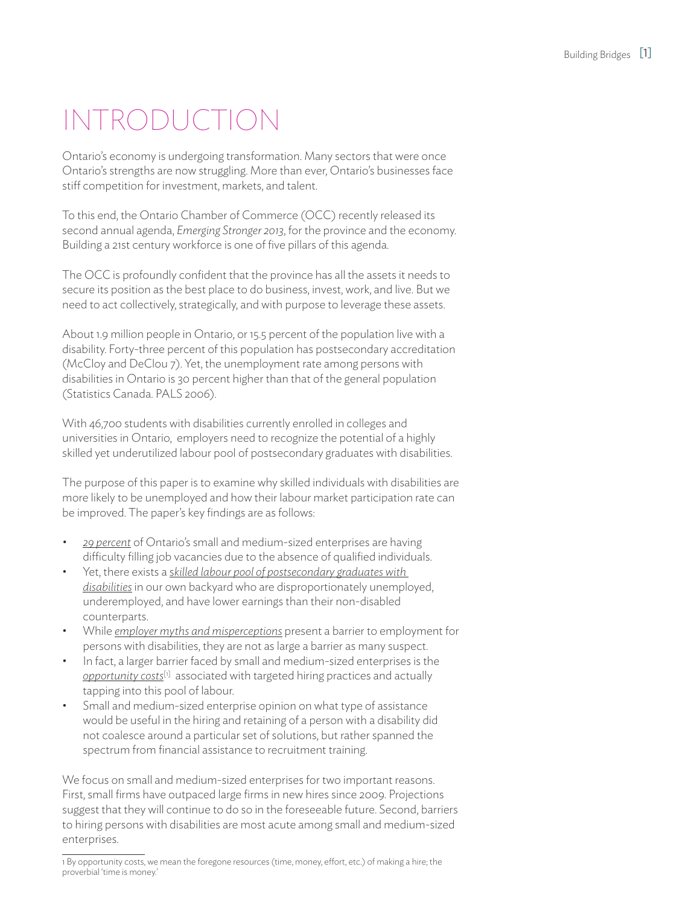# INTRODUCTION

Ontario's economy is undergoing transformation. Many sectors that were once Ontario's strengths are now struggling. More than ever, Ontario's businesses face stiff competition for investment, markets, and talent.

To this end, the Ontario Chamber of Commerce (OCC) recently released its second annual agenda, *Emerging Stronger 2013*, for the province and the economy. Building a 21st century workforce is one of five pillars of this agenda.

The OCC is profoundly confident that the province has all the assets it needs to secure its position as the best place to do business, invest, work, and live. But we need to act collectively, strategically, and with purpose to leverage these assets.

About 1.9 million people in Ontario, or 15.5 percent of the population live with a disability. Forty-three percent of this population has postsecondary accreditation (McCloy and DeClou 7). Yet, the unemployment rate among persons with disabilities in Ontario is 30 percent higher than that of the general population (Statistics Canada. PALS 2006).

With 46,700 students with disabilities currently enrolled in colleges and universities in Ontario, employers need to recognize the potential of a highly skilled yet underutilized labour pool of postsecondary graduates with disabilities.

The purpose of this paper is to examine why skilled individuals with disabilities are more likely to be unemployed and how their labour market participation rate can be improved. The paper's key findings are as follows:

- *29 percent* of Ontario's small and medium-sized enterprises are having difficulty filling job vacancies due to the absence of qualified individuals.
- Yet, there exists a *skilled labour pool of postsecondary graduates with disabilities* in our own backyard who are disproportionately unemployed, underemployed, and have lower earnings than their non-disabled counterparts.
- While *employer myths and misperceptions* present a barrier to employment for persons with disabilities, they are not as large a barrier as many suspect.
- In fact, a larger barrier faced by small and medium-sized enterprises is the *opportunity costs*[1] associated with targeted hiring practices and actually tapping into this pool of labour.
- Small and medium-sized enterprise opinion on what type of assistance would be useful in the hiring and retaining of a person with a disability did not coalesce around a particular set of solutions, but rather spanned the spectrum from financial assistance to recruitment training.

We focus on small and medium-sized enterprises for two important reasons. First, small firms have outpaced large firms in new hires since 2009. Projections suggest that they will continue to do so in the foreseeable future. Second, barriers to hiring persons with disabilities are most acute among small and medium-sized enterprises.

1 By opportunity costs, we mean the foregone resources (time, money, effort, etc.) of making a hire; the proverbial 'time is money.'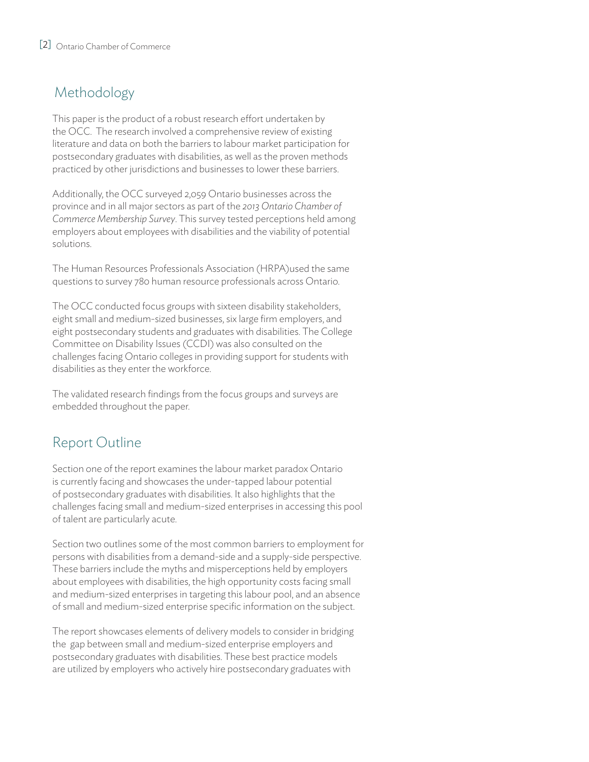## Methodology

This paper is the product of a robust research effort undertaken by the OCC. The research involved a comprehensive review of existing literature and data on both the barriers to labour market participation for postsecondary graduates with disabilities, as well as the proven methods practiced by other jurisdictions and businesses to lower these barriers.

Additionally, the OCC surveyed 2,059 Ontario businesses across the province and in all major sectors as part of the *2013 Ontario Chamber of Commerce Membership Survey*. This survey tested perceptions held among employers about employees with disabilities and the viability of potential solutions.

The Human Resources Professionals Association (HRPA)used the same questions to survey 780 human resource professionals across Ontario.

The OCC conducted focus groups with sixteen disability stakeholders, eight small and medium-sized businesses, six large firm employers, and eight postsecondary students and graduates with disabilities. The College Committee on Disability Issues (CCDI) was also consulted on the challenges facing Ontario colleges in providing support for students with disabilities as they enter the workforce.

The validated research findings from the focus groups and surveys are embedded throughout the paper.

## Report Outline

Section one of the report examines the labour market paradox Ontario is currently facing and showcases the under-tapped labour potential of postsecondary graduates with disabilities. It also highlights that the challenges facing small and medium-sized enterprises in accessing this pool of talent are particularly acute.

Section two outlines some of the most common barriers to employment for persons with disabilities from a demand-side and a supply-side perspective. These barriers include the myths and misperceptions held by employers about employees with disabilities, the high opportunity costs facing small and medium-sized enterprises in targeting this labour pool, and an absence of small and medium-sized enterprise specific information on the subject.

The report showcases elements of delivery models to consider in bridging the gap between small and medium-sized enterprise employers and postsecondary graduates with disabilities. These best practice models are utilized by employers who actively hire postsecondary graduates with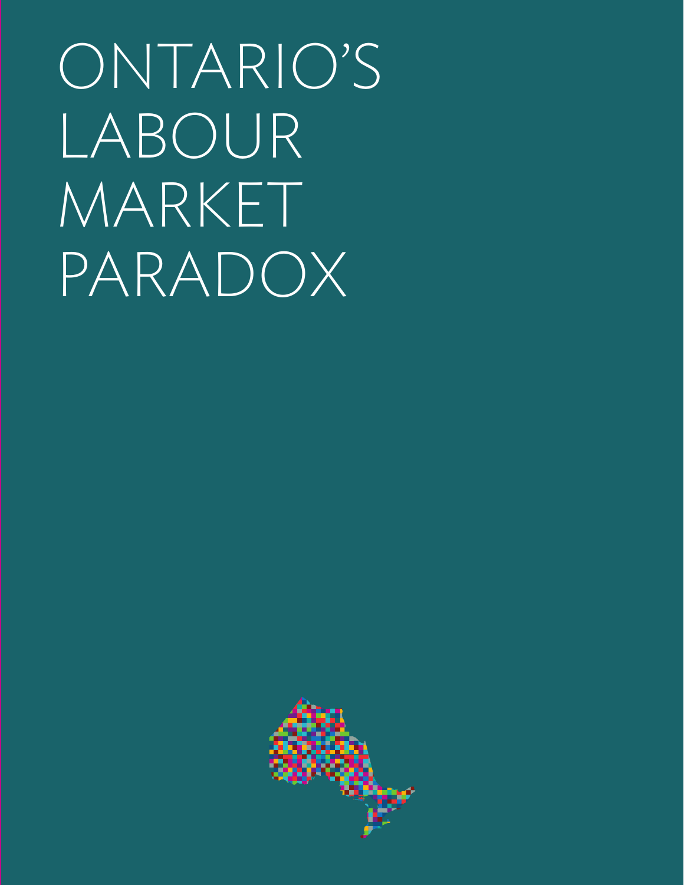# ONTARIO'S LABOUR MARKET PARADOX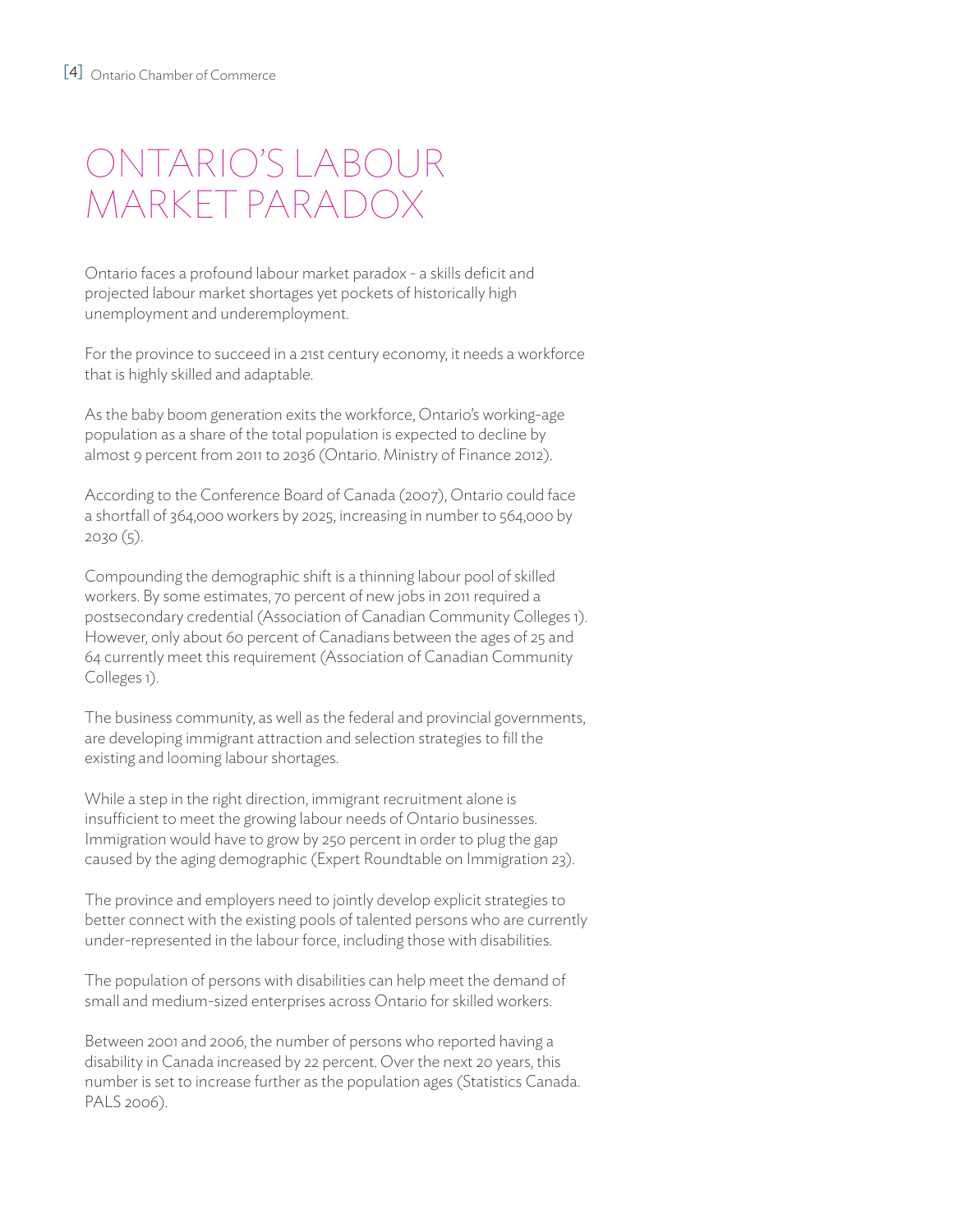# ONTARIO'S LABOUR MARKET PARADOX

Ontario faces a profound labour market paradox - a skills deficit and projected labour market shortages yet pockets of historically high unemployment and underemployment.

For the province to succeed in a 21st century economy, it needs a workforce that is highly skilled and adaptable.

As the baby boom generation exits the workforce, Ontario's working-age population as a share of the total population is expected to decline by almost 9 percent from 2011 to 2036 (Ontario. Ministry of Finance 2012).

According to the Conference Board of Canada (2007), Ontario could face a shortfall of 364,000 workers by 2025, increasing in number to 564,000 by 2030 (5).

Compounding the demographic shift is a thinning labour pool of skilled workers. By some estimates, 70 percent of new jobs in 2011 required a postsecondary credential (Association of Canadian Community Colleges 1). However, only about 60 percent of Canadians between the ages of 25 and 64 currently meet this requirement (Association of Canadian Community Colleges 1).

The business community, as well as the federal and provincial governments, are developing immigrant attraction and selection strategies to fill the existing and looming labour shortages.

While a step in the right direction, immigrant recruitment alone is insufficient to meet the growing labour needs of Ontario businesses. Immigration would have to grow by 250 percent in order to plug the gap caused by the aging demographic (Expert Roundtable on Immigration 23).

The province and employers need to jointly develop explicit strategies to better connect with the existing pools of talented persons who are currently under-represented in the labour force, including those with disabilities.

The population of persons with disabilities can help meet the demand of small and medium-sized enterprises across Ontario for skilled workers.

Between 2001 and 2006, the number of persons who reported having a disability in Canada increased by 22 percent. Over the next 20 years, this number is set to increase further as the population ages (Statistics Canada. PALS 2006).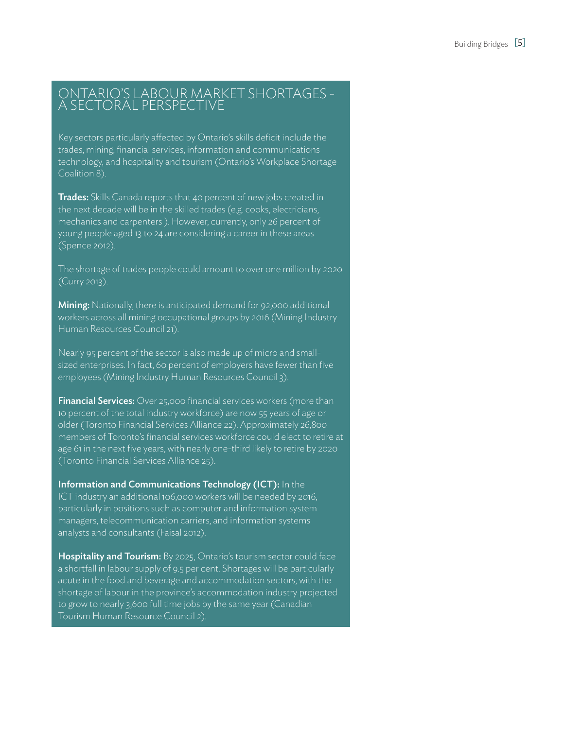## ONTARIO'S LABOUR MARKET SHORTAGES - A SECTORAL PERSPECTIVE

Key sectors particularly affected by Ontario's skills deficit include the trades, mining, financial services, information and communications technology, and hospitality and tourism (Ontario's Workplace Shortage Coalition 8).

**Trades:** Skills Canada reports that 40 percent of new jobs created in the next decade will be in the skilled trades (e.g. cooks, electricians, mechanics and carpenters ). However, currently, only 26 percent of young people aged 13 to 24 are considering a career in these areas (Spence 2012).

The shortage of trades people could amount to over one million by 2020 (Curry 2013).

**Mining:** Nationally, there is anticipated demand for 92,000 additional workers across all mining occupational groups by 2016 (Mining Industry Human Resources Council 21).

Nearly 95 percent of the sector is also made up of micro and small-sized enterprises. In fact, 60 percent of employers have fewer than five employees (Mining Industry Human Resources Council 3).

**Financial Services:** Over 25,000 financial services workers (more than 10 percent of the total industry workforce) are now 55 years of age or older (Toronto Financial Services Alliance 22). Approximately 26,800 members of Toronto's financial services workforce could elect to retire at age 61 in the next five years, with nearly one-third likely to retire by 2020 (Toronto Financial Services Alliance 25).

**Information and Communications Technology (ICT):** In the ICT industry an additional 106,000 workers will be needed by 2016, particularly in positions such as computer and information system managers, telecommunication carriers, and information systems analysts and consultants (Faisal 2012).

**Hospitality and Tourism:** By 2025, Ontario's tourism sector could face a shortfall in labour supply of 9.5 per cent. Shortages will be particularly acute in the food and beverage and accommodation sectors, with the shortage of labour in the province's accommodation industry projected to grow to nearly 3,600 full time jobs by the same year (Canadian Tourism Human Resource Council 2).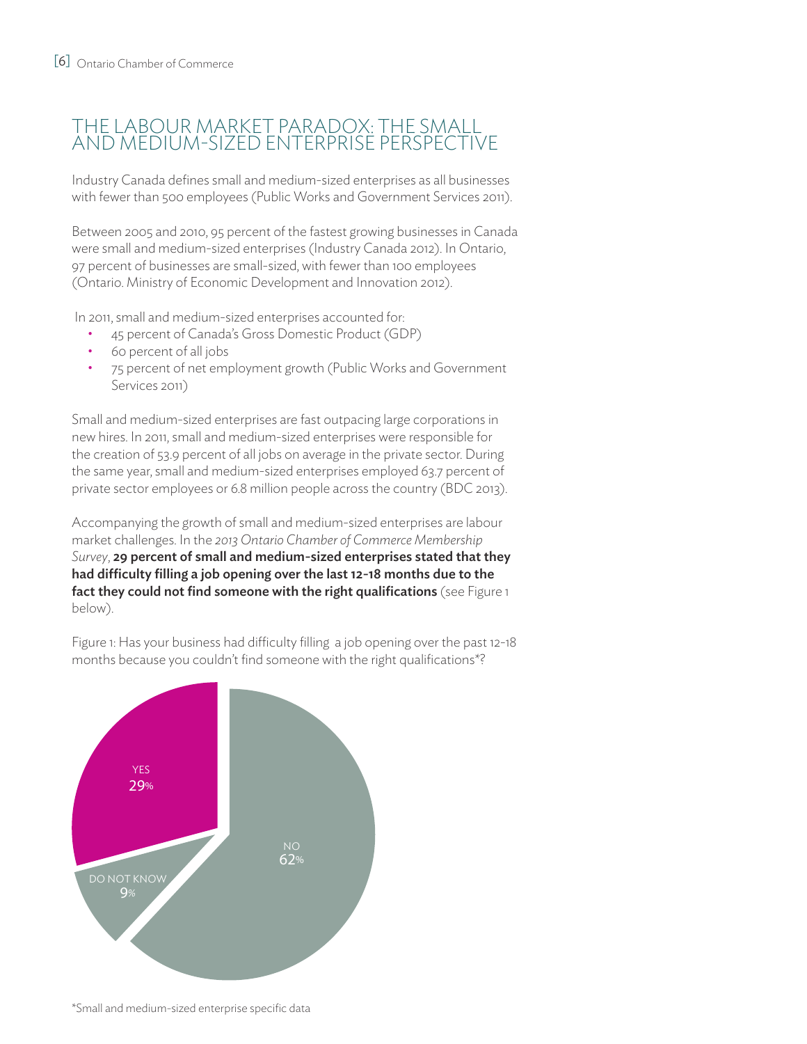## THE LABOUR MARKET PARADOX: THE SMALL AND MEDIUM-SIZED ENTERPRISE PERSPECTIVE

Industry Canada defines small and medium-sized enterprises as all businesses with fewer than 500 employees (Public Works and Government Services 2011).

Between 2005 and 2010, 95 percent of the fastest growing businesses in Canada were small and medium-sized enterprises (Industry Canada 2012). In Ontario, 97 percent of businesses are small-sized, with fewer than 100 employees (Ontario. Ministry of Economic Development and Innovation 2012).

In 2011, small and medium-sized enterprises accounted for:

- 45 percent of Canada's Gross Domestic Product (GDP)
- 60 percent of all jobs
- 75 percent of net employment growth (Public Works and Government Services 2011)

Small and medium-sized enterprises are fast outpacing large corporations in new hires. In 2011, small and medium-sized enterprises were responsible for the creation of 53.9 percent of all jobs on average in the private sector. During the same year, small and medium-sized enterprises employed 63.7 percent of private sector employees or 6.8 million people across the country (BDC 2013).

Accompanying the growth of small and medium-sized enterprises are labour market challenges. In the *2013 Ontario Chamber of Commerce Membership Survey*, **29 percent of small and medium-sized enterprises stated that they had difficulty filling a job opening over the last 12-18 months due to the fact they could not find someone with the right qualifications** (see Figure 1 below).

Figure 1: Has your business had difficulty filling a job opening over the past 12-18 months because you couldn't find someone with the right qualifications*?

| Response | Percent |
|---|---|
| YES | 29% |
| NO | 62% |
| DO NOT KNOW | 9% |

*Small and medium-sized enterprise specific data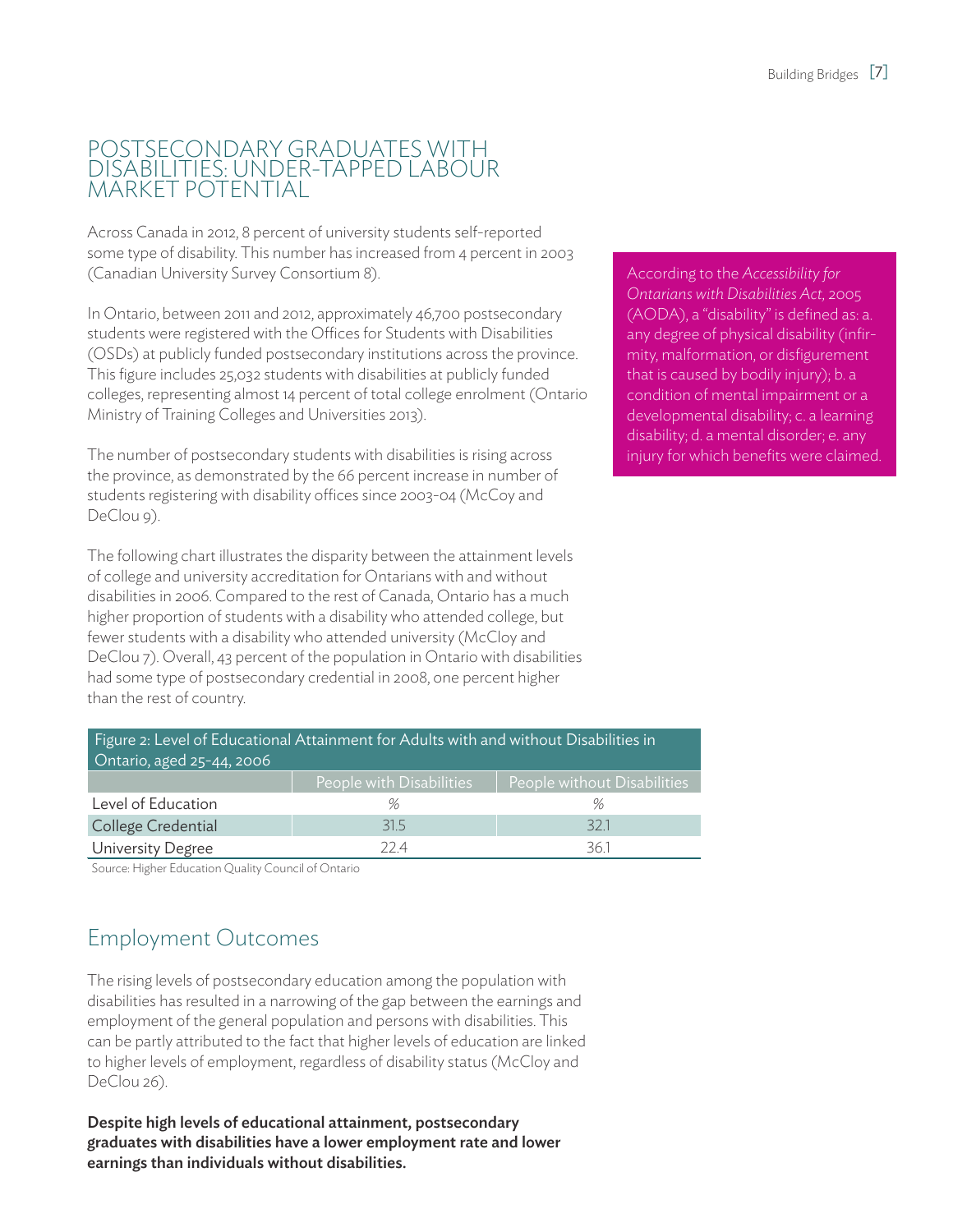## POSTSECONDARY GRADUATES WITH DISABILITIES: UNDER-TAPPED LABOUR MARKET POTENTIAL

Across Canada in 2012, 8 percent of university students self-reported some type of disability. This number has increased from 4 percent in 2003 (Canadian University Survey Consortium 8).

In Ontario, between 2011 and 2012, approximately 46,700 postsecondary students were registered with the Offices for Students with Disabilities (OSDs) at publicly funded postsecondary institutions across the province. This figure includes 25,032 students with disabilities at publicly funded colleges, representing almost 14 percent of total college enrolment (Ontario Ministry of Training Colleges and Universities 2013).

The number of postsecondary students with disabilities is rising across the province, as demonstrated by the 66 percent increase in number of students registering with disability offices since 2003-04 (McCoy and DeClou 9).

The following chart illustrates the disparity between the attainment levels of college and university accreditation for Ontarians with and without disabilities in 2006. Compared to the rest of Canada, Ontario has a much higher proportion of students with a disability who attended college, but fewer students with a disability who attended university (McCloy and DeClou 7). Overall, 43 percent of the population in Ontario with disabilities had some type of postsecondary credential in 2008, one percent higher than the rest of country.

According to the *Accessibility for Ontarians with Disabilities Act,* 2005 (AODA), a "disability" is defined as: a. any degree of physical disability (infirmity, malformation, or disfigurement that is caused by bodily injury); b. a condition of mental impairment or a developmental disability; c. a learning disability; d. a mental disorder; e. any injury for which benefits were claimed.

Figure 2: Level of Educational Attainment for Adults with and without Disabilities in Ontario, aged 25-44, 2006

| | People with Disabilities | People without Disabilities |
|---|---|---|
| Level of Education | % | % |
| College Credential | 31.5 | 32.1 |
| University Degree | 22.4 | 36.1 |

Source: Higher Education Quality Council of Ontario

## Employment Outcomes

The rising levels of postsecondary education among the population with disabilities has resulted in a narrowing of the gap between the earnings and employment of the general population and persons with disabilities. This can be partly attributed to the fact that higher levels of education are linked to higher levels of employment, regardless of disability status (McCloy and DeClou 26).

**Despite high levels of educational attainment, postsecondary graduates with disabilities have a lower employment rate and lower earnings than individuals without disabilities.**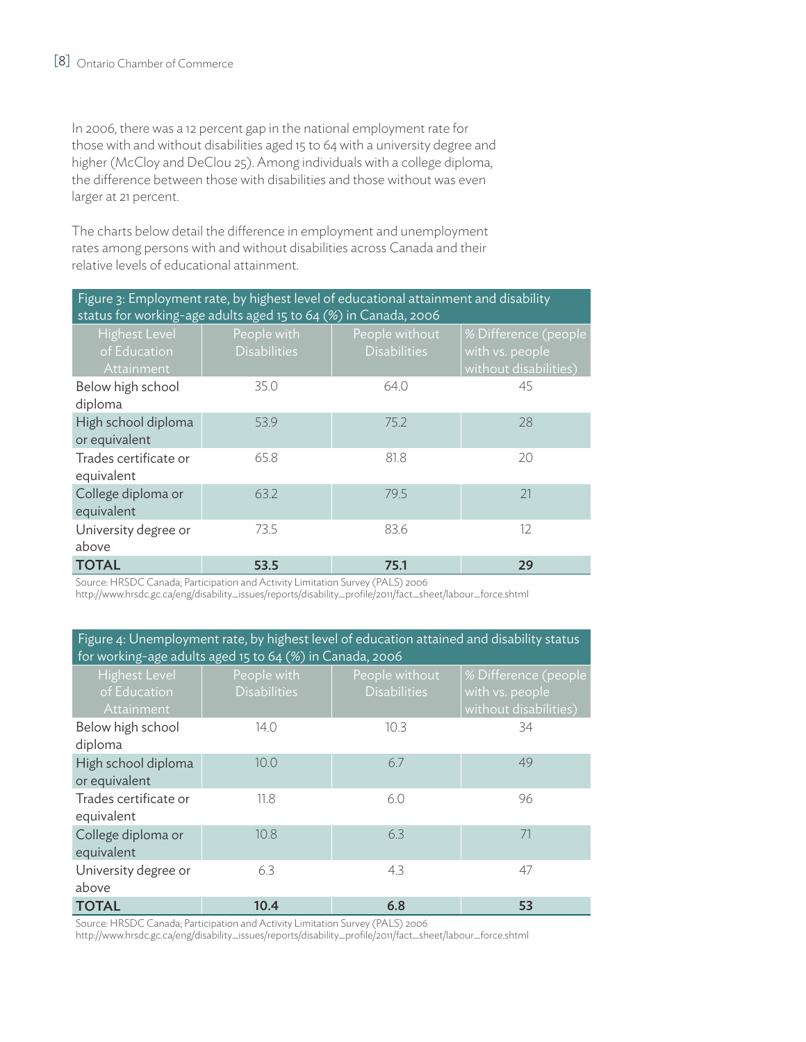In 2006, there was a 12 percent gap in the national employment rate for those with and without disabilities aged 15 to 64 with a university degree and higher (McCloy and DeClou 25). Among individuals with a college diploma, the difference between those with disabilities and those without was even larger at 21 percent.

The charts below detail the difference in employment and unemployment rates among persons with and without disabilities across Canada and their relative levels of educational attainment.

Figure 3: Employment rate, by highest level of educational attainment and disability status for working-age adults aged 15 to 64 (%) in Canada, 2006

| Highest Level of Education Attainment | People with Disabilities | People without Disabilities | % Difference (people with vs. people without disabilities) |
|---|---|---|---|
| Below high school diploma | 35.0 | 64.0 | 45 |
| High school diploma or equivalent | 53.9 | 75.2 | 28 |
| Trades certificate or equivalent | 65.8 | 81.8 | 20 |
| College diploma or equivalent | 63.2 | 79.5 | 21 |
| University degree or above | 73.5 | 83.6 | 12 |
| **TOTAL** | **53.5** | **75.1** | **29** |

Source: HRSDC Canada; Participation and Activity Limitation Survey (PALS) 2006
http://www.hrsdc.gc.ca/eng/disability_issues/reports/disability_profile/2011/fact_sheet/labour_force.shtml

Figure 4: Unemployment rate, by highest level of education attained and disability status for working-age adults aged 15 to 64 (%) in Canada, 2006

| Highest Level of Education Attainment | People with Disabilities | People without Disabilities | % Difference (people with vs. people without disabilities) |
|---|---|---|---|
| Below high school diploma | 14.0 | 10.3 | 34 |
| High school diploma or equivalent | 10.0 | 6.7 | 49 |
| Trades certificate or equivalent | 11.8 | 6.0 | 96 |
| College diploma or equivalent | 10.8 | 6.3 | 71 |
| University degree or above | 6.3 | 4.3 | 47 |
| **TOTAL** | **10.4** | **6.8** | **53** |

Source: HRSDC Canada; Participation and Activity Limitation Survey (PALS) 2006
http://www.hrsdc.gc.ca/eng/disability_issues/reports/disability_profile/2011/fact_sheet/labour_force.shtml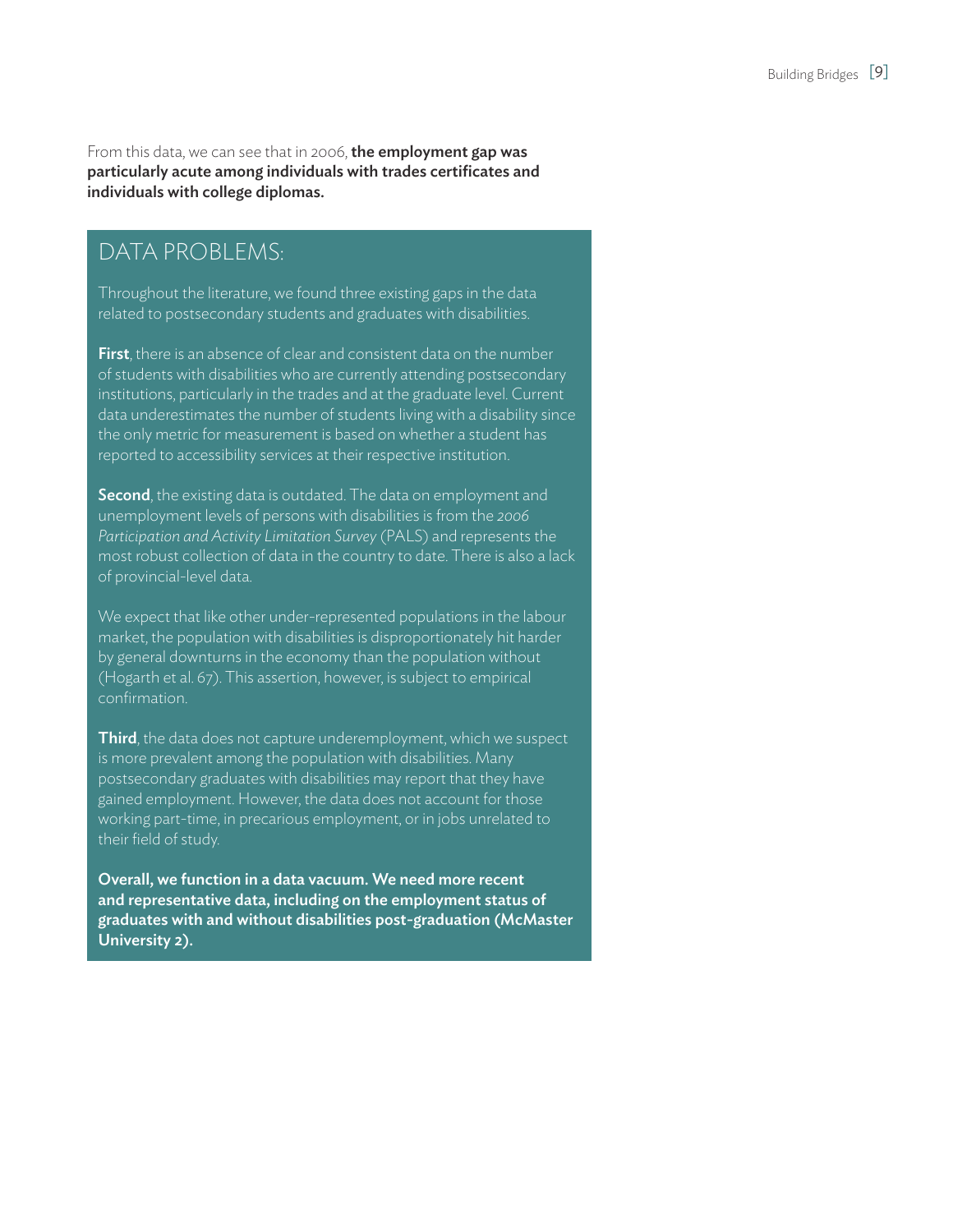From this data, we can see that in 2006, **the employment gap was particularly acute among individuals with trades certificates and individuals with college diplomas.**

## DATA PROBLEMS:

Throughout the literature, we found three existing gaps in the data related to postsecondary students and graduates with disabilities.

**First**, there is an absence of clear and consistent data on the number of students with disabilities who are currently attending postsecondary institutions, particularly in the trades and at the graduate level. Current data underestimates the number of students living with a disability since the only metric for measurement is based on whether a student has reported to accessibility services at their respective institution.

**Second**, the existing data is outdated. The data on employment and unemployment levels of persons with disabilities is from the *2006 Participation and Activity Limitation Survey* (PALS) and represents the most robust collection of data in the country to date. There is also a lack of provincial-level data.

We expect that like other under-represented populations in the labour market, the population with disabilities is disproportionately hit harder by general downturns in the economy than the population without (Hogarth et al. 67). This assertion, however, is subject to empirical confirmation.

**Third**, the data does not capture underemployment, which we suspect is more prevalent among the population with disabilities. Many postsecondary graduates with disabilities may report that they have gained employment. However, the data does not account for those working part-time, in precarious employment, or in jobs unrelated to their field of study.

**Overall, we function in a data vacuum. We need more recent and representative data, including on the employment status of graduates with and without disabilities post-graduation (McMaster University 2).**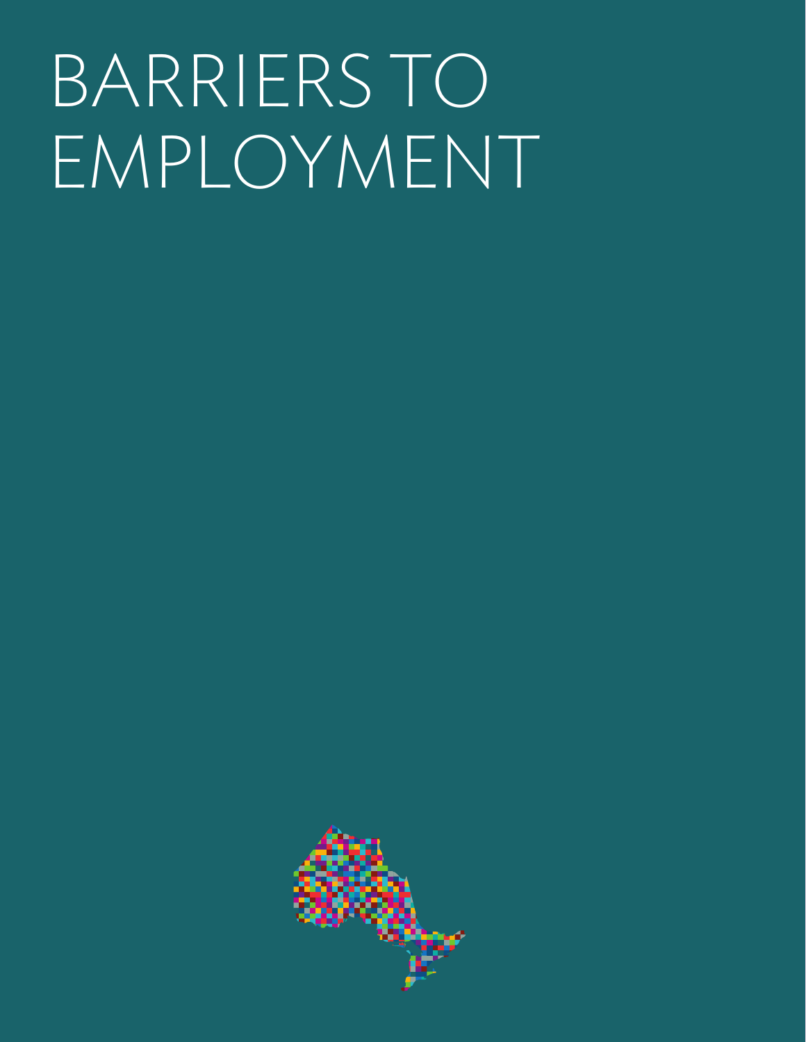# BARRIERS TO EMPLOYMENT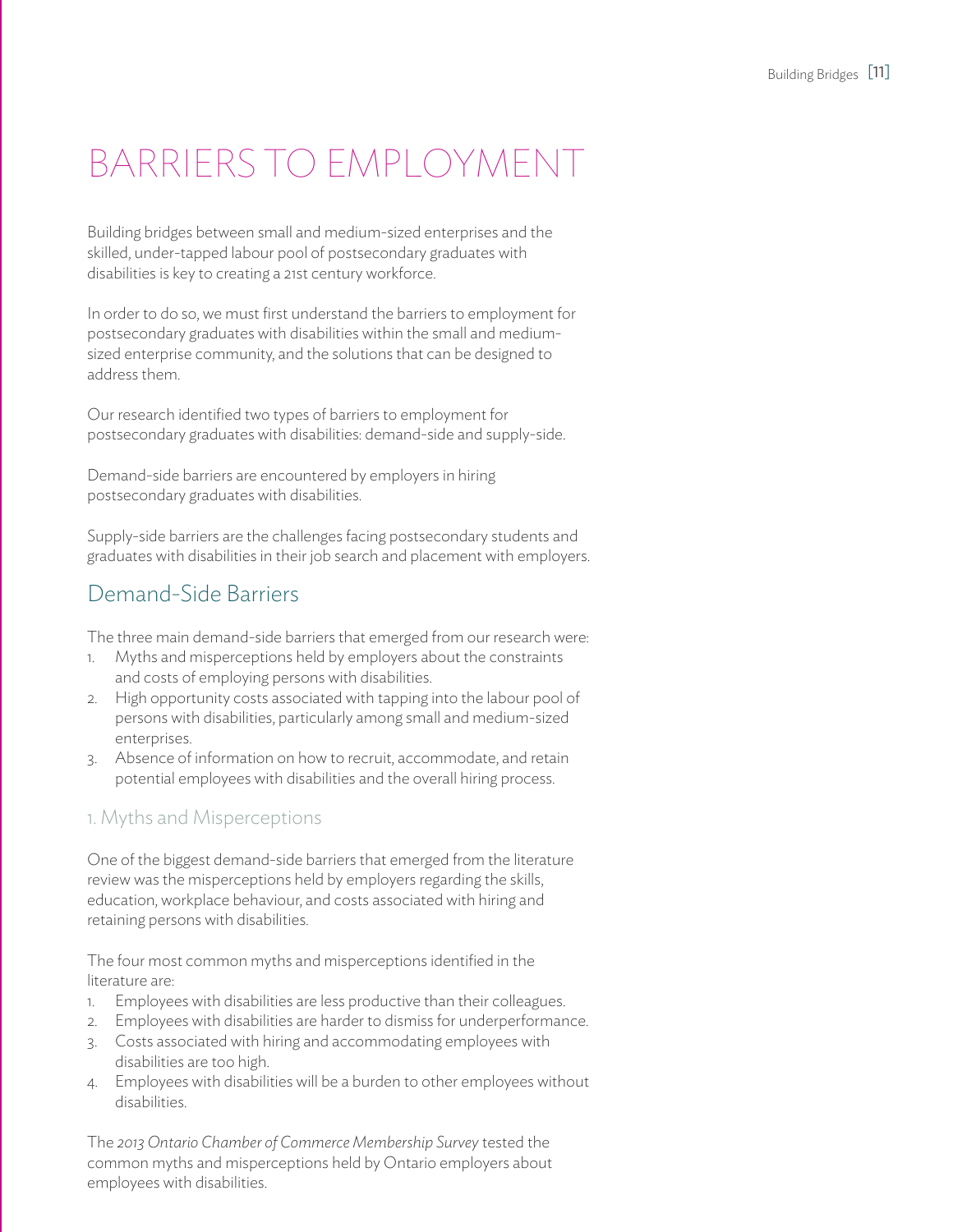# BARRIERS TO EMPLOYMENT

Building bridges between small and medium-sized enterprises and the skilled, under-tapped labour pool of postsecondary graduates with disabilities is key to creating a 21st century workforce.

In order to do so, we must first understand the barriers to employment for postsecondary graduates with disabilities within the small and medium-sized enterprise community, and the solutions that can be designed to address them.

Our research identified two types of barriers to employment for postsecondary graduates with disabilities: demand-side and supply-side.

Demand-side barriers are encountered by employers in hiring postsecondary graduates with disabilities.

Supply-side barriers are the challenges facing postsecondary students and graduates with disabilities in their job search and placement with employers.

## Demand-Side Barriers

The three main demand-side barriers that emerged from our research were:

1. Myths and misperceptions held by employers about the constraints and costs of employing persons with disabilities.
2. High opportunity costs associated with tapping into the labour pool of persons with disabilities, particularly among small and medium-sized enterprises.
3. Absence of information on how to recruit, accommodate, and retain potential employees with disabilities and the overall hiring process.

### 1. Myths and Misperceptions

One of the biggest demand-side barriers that emerged from the literature review was the misperceptions held by employers regarding the skills, education, workplace behaviour, and costs associated with hiring and retaining persons with disabilities.

The four most common myths and misperceptions identified in the literature are:

1. Employees with disabilities are less productive than their colleagues.
2. Employees with disabilities are harder to dismiss for underperformance.
3. Costs associated with hiring and accommodating employees with disabilities are too high.
4. Employees with disabilities will be a burden to other employees without disabilities.

The *2013 Ontario Chamber of Commerce Membership Survey* tested the common myths and misperceptions held by Ontario employers about employees with disabilities.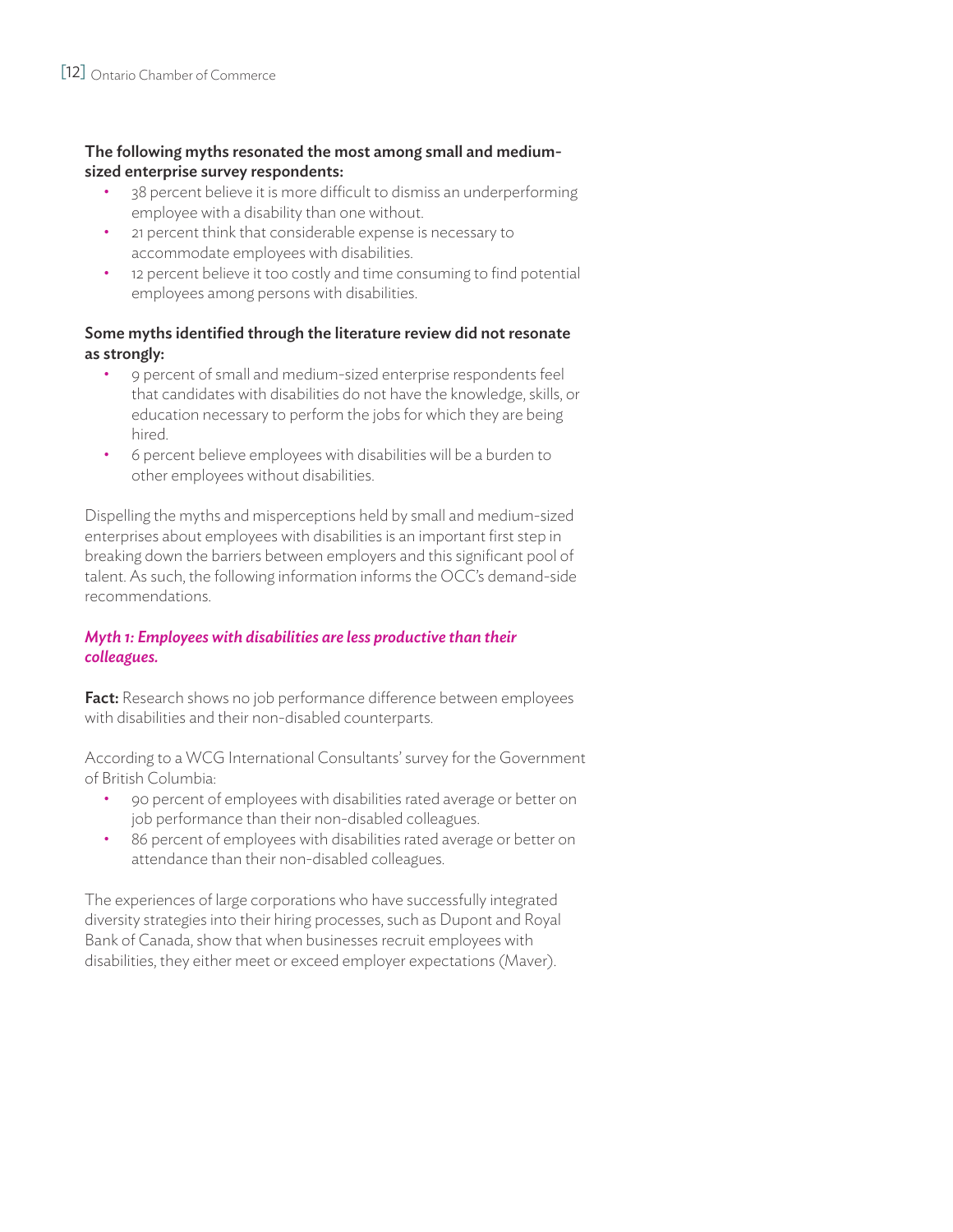**The following myths resonated the most among small and medium-sized enterprise survey respondents:**

- 38 percent believe it is more difficult to dismiss an underperforming employee with a disability than one without.
- 21 percent think that considerable expense is necessary to accommodate employees with disabilities.
- 12 percent believe it too costly and time consuming to find potential employees among persons with disabilities.

**Some myths identified through the literature review did not resonate as strongly:**

- 9 percent of small and medium-sized enterprise respondents feel that candidates with disabilities do not have the knowledge, skills, or education necessary to perform the jobs for which they are being hired.
- 6 percent believe employees with disabilities will be a burden to other employees without disabilities.

Dispelling the myths and misperceptions held by small and medium-sized enterprises about employees with disabilities is an important first step in breaking down the barriers between employers and this significant pool of talent. As such, the following information informs the OCC's demand-side recommendations.

***Myth 1: Employees with disabilities are less productive than their colleagues.***

**Fact:** Research shows no job performance difference between employees with disabilities and their non-disabled counterparts.

According to a WCG International Consultants' survey for the Government of British Columbia:

- 90 percent of employees with disabilities rated average or better on job performance than their non-disabled colleagues.
- 86 percent of employees with disabilities rated average or better on attendance than their non-disabled colleagues.

The experiences of large corporations who have successfully integrated diversity strategies into their hiring processes, such as Dupont and Royal Bank of Canada, show that when businesses recruit employees with disabilities, they either meet or exceed employer expectations (Maver).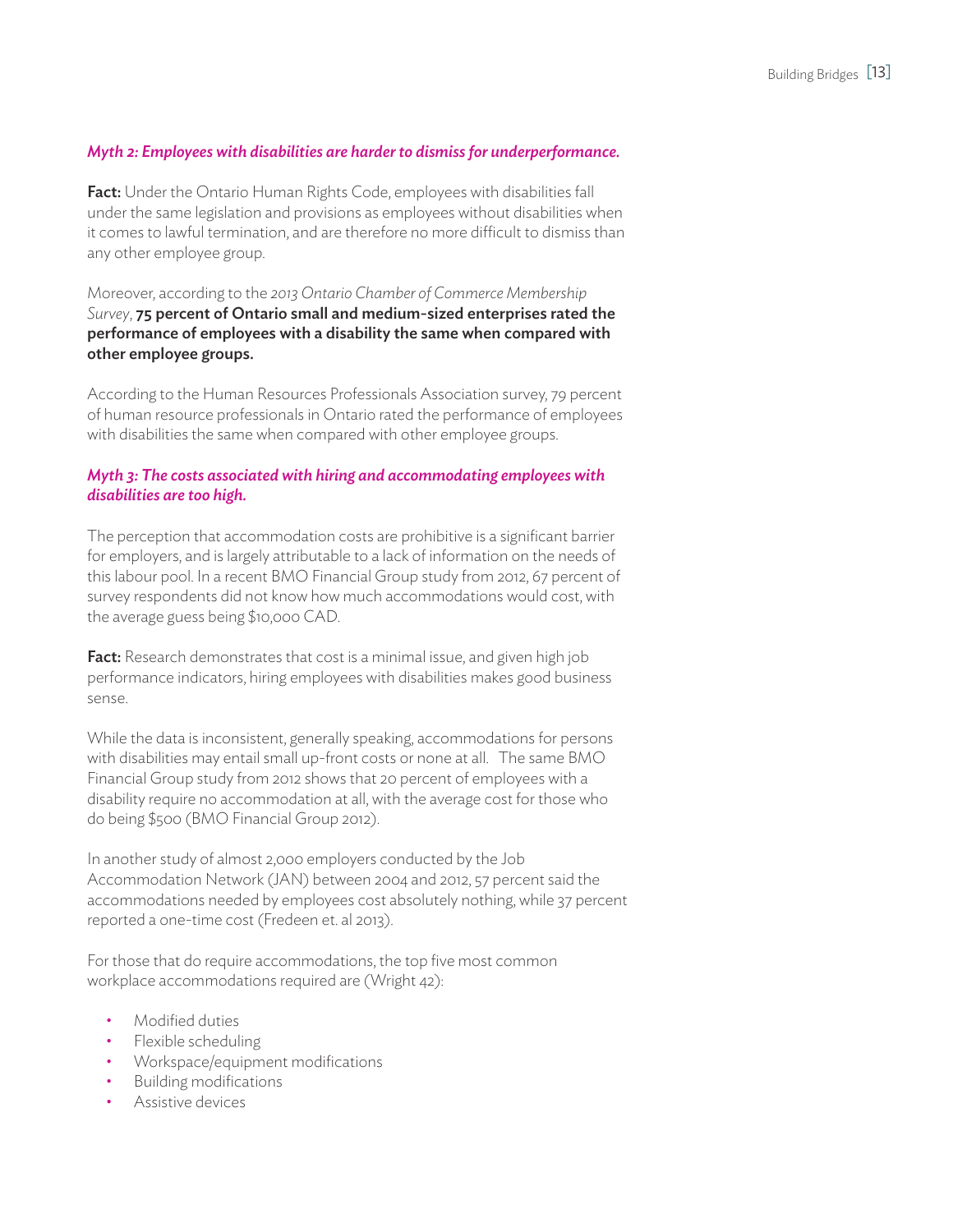*Myth 2: Employees with disabilities are harder to dismiss for underperformance.*

**Fact:** Under the Ontario Human Rights Code, employees with disabilities fall under the same legislation and provisions as employees without disabilities when it comes to lawful termination, and are therefore no more difficult to dismiss than any other employee group.

Moreover, according to the *2013 Ontario Chamber of Commerce Membership Survey*, **75 percent of Ontario small and medium-sized enterprises rated the performance of employees with a disability the same when compared with other employee groups.**

According to the Human Resources Professionals Association survey, 79 percent of human resource professionals in Ontario rated the performance of employees with disabilities the same when compared with other employee groups.

*Myth 3: The costs associated with hiring and accommodating employees with disabilities are too high.*

The perception that accommodation costs are prohibitive is a significant barrier for employers, and is largely attributable to a lack of information on the needs of this labour pool. In a recent BMO Financial Group study from 2012, 67 percent of survey respondents did not know how much accommodations would cost, with the average guess being $10,000 CAD.

**Fact:** Research demonstrates that cost is a minimal issue, and given high job performance indicators, hiring employees with disabilities makes good business sense.

While the data is inconsistent, generally speaking, accommodations for persons with disabilities may entail small up-front costs or none at all. The same BMO Financial Group study from 2012 shows that 20 percent of employees with a disability require no accommodation at all, with the average cost for those who do being $500 (BMO Financial Group 2012).

In another study of almost 2,000 employers conducted by the Job Accommodation Network (JAN) between 2004 and 2012, 57 percent said the accommodations needed by employees cost absolutely nothing, while 37 percent reported a one-time cost (Fredeen et. al 2013).

For those that do require accommodations, the top five most common workplace accommodations required are (Wright 42):

- Modified duties
- Flexible scheduling
- Workspace/equipment modifications
- Building modifications
- Assistive devices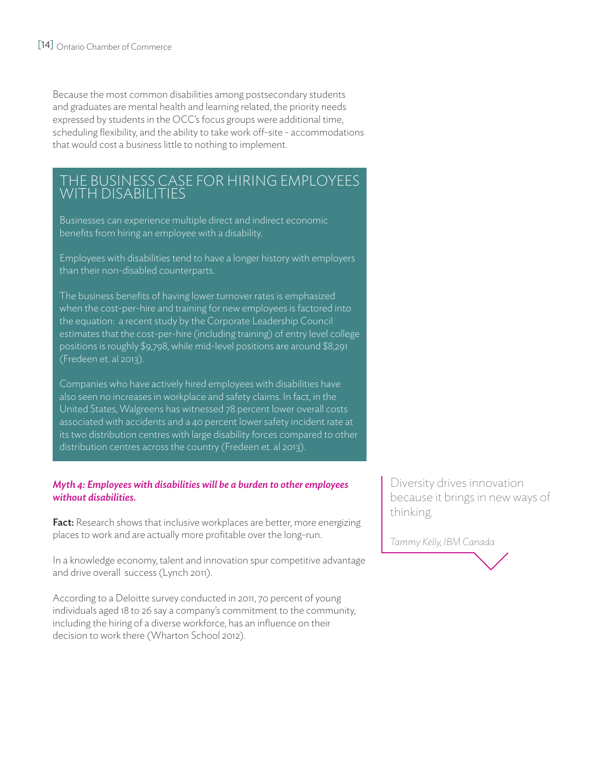Because the most common disabilities among postsecondary students and graduates are mental health and learning related, the priority needs expressed by students in the OCC's focus groups were additional time, scheduling flexibility, and the ability to take work off-site - accommodations that would cost a business little to nothing to implement.

## THE BUSINESS CASE FOR HIRING EMPLOYEES WITH DISABILITIES

Businesses can experience multiple direct and indirect economic benefits from hiring an employee with a disability.

Employees with disabilities tend to have a longer history with employers than their non-disabled counterparts.

The business benefits of having lower turnover rates is emphasized when the cost-per-hire and training for new employees is factored into the equation: a recent study by the Corporate Leadership Council estimates that the cost-per-hire (including training) of entry level college positions is roughly $9,798, while mid-level positions are around $8,291 (Fredeen et. al 2013).

Companies who have actively hired employees with disabilities have also seen no increases in workplace and safety claims. In fact, in the United States, Walgreens has witnessed 78 percent lower overall costs associated with accidents and a 40 percent lower safety incident rate at its two distribution centres with large disability forces compared to other distribution centres across the country (Fredeen et. al 2013).

***Myth 4: Employees with disabilities will be a burden to other employees without disabilities.***

**Fact:** Research shows that inclusive workplaces are better, more energizing places to work and are actually more profitable over the long-run.

In a knowledge economy, talent and innovation spur competitive advantage and drive overall success (Lynch 2011).

According to a Deloitte survey conducted in 2011, 70 percent of young individuals aged 18 to 26 say a company's commitment to the community, including the hiring of a diverse workforce, has an influence on their decision to work there (Wharton School 2012).

> Diversity drives innovation because it brings in new ways of thinking.
>
> *Tammy Kelly, IBM Canada*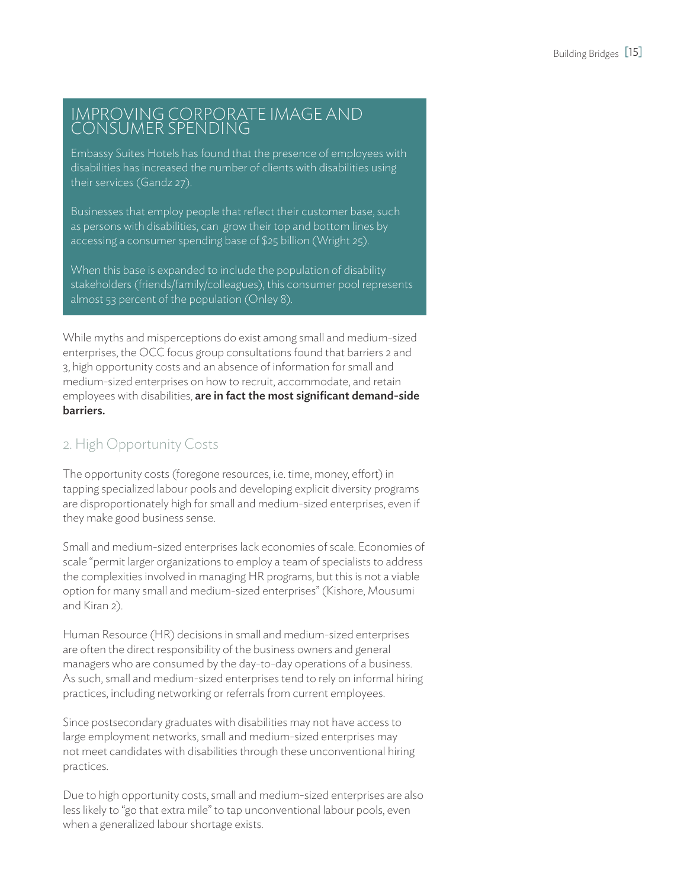## IMPROVING CORPORATE IMAGE AND CONSUMER SPENDING

Embassy Suites Hotels has found that the presence of employees with disabilities has increased the number of clients with disabilities using their services (Gandz 27).

Businesses that employ people that reflect their customer base, such as persons with disabilities, can grow their top and bottom lines by accessing a consumer spending base of $25 billion (Wright 25).

When this base is expanded to include the population of disability stakeholders (friends/family/colleagues), this consumer pool represents almost 53 percent of the population (Onley 8).

While myths and misperceptions do exist among small and medium-sized enterprises, the OCC focus group consultations found that barriers 2 and 3, high opportunity costs and an absence of information for small and medium-sized enterprises on how to recruit, accommodate, and retain employees with disabilities, **are in fact the most significant demand-side barriers.**

## 2. High Opportunity Costs

The opportunity costs (foregone resources, i.e. time, money, effort) in tapping specialized labour pools and developing explicit diversity programs are disproportionately high for small and medium-sized enterprises, even if they make good business sense.

Small and medium-sized enterprises lack economies of scale. Economies of scale "permit larger organizations to employ a team of specialists to address the complexities involved in managing HR programs, but this is not a viable option for many small and medium-sized enterprises" (Kishore, Mousumi and Kiran 2).

Human Resource (HR) decisions in small and medium-sized enterprises are often the direct responsibility of the business owners and general managers who are consumed by the day-to-day operations of a business. As such, small and medium-sized enterprises tend to rely on informal hiring practices, including networking or referrals from current employees.

Since postsecondary graduates with disabilities may not have access to large employment networks, small and medium-sized enterprises may not meet candidates with disabilities through these unconventional hiring practices.

Due to high opportunity costs, small and medium-sized enterprises are also less likely to "go that extra mile" to tap unconventional labour pools, even when a generalized labour shortage exists.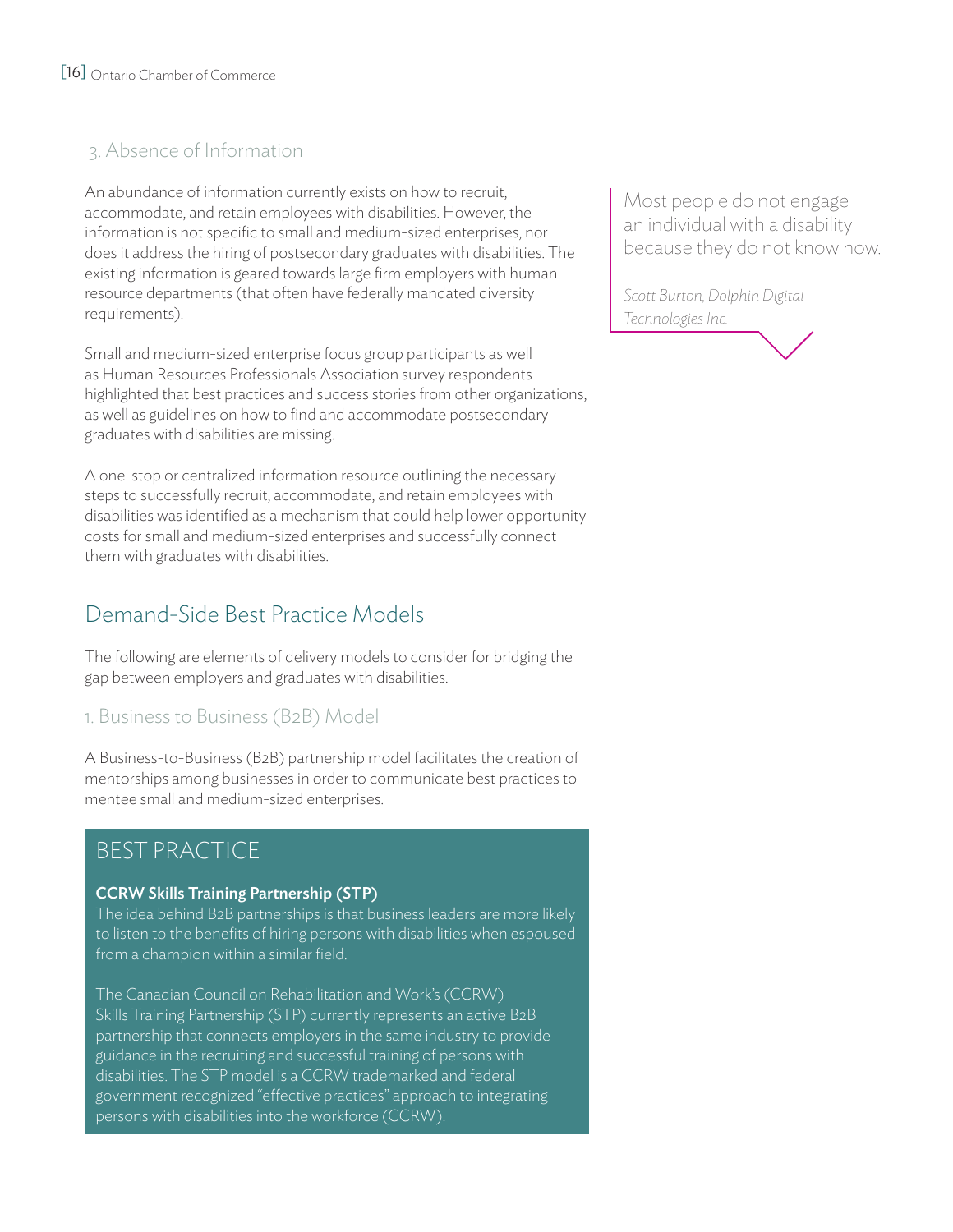### 3. Absence of Information

An abundance of information currently exists on how to recruit, accommodate, and retain employees with disabilities. However, the information is not specific to small and medium-sized enterprises, nor does it address the hiring of postsecondary graduates with disabilities. The existing information is geared towards large firm employers with human resource departments (that often have federally mandated diversity requirements).

Small and medium-sized enterprise focus group participants as well as Human Resources Professionals Association survey respondents highlighted that best practices and success stories from other organizations, as well as guidelines on how to find and accommodate postsecondary graduates with disabilities are missing.

A one-stop or centralized information resource outlining the necessary steps to successfully recruit, accommodate, and retain employees with disabilities was identified as a mechanism that could help lower opportunity costs for small and medium-sized enterprises and successfully connect them with graduates with disabilities.

> Most people do not engage an individual with a disability because they do not know now.
>
> *Scott Burton, Dolphin Digital Technologies Inc.*

## Demand-Side Best Practice Models

The following are elements of delivery models to consider for bridging the gap between employers and graduates with disabilities.

### 1. Business to Business (B2B) Model

A Business-to-Business (B2B) partnership model facilitates the creation of mentorships among businesses in order to communicate best practices to mentee small and medium-sized enterprises.

#### BEST PRACTICE

**CCRW Skills Training Partnership (STP)**

The idea behind B2B partnerships is that business leaders are more likely to listen to the benefits of hiring persons with disabilities when espoused from a champion within a similar field.

The Canadian Council on Rehabilitation and Work's (CCRW) Skills Training Partnership (STP) currently represents an active B2B partnership that connects employers in the same industry to provide guidance in the recruiting and successful training of persons with disabilities. The STP model is a CCRW trademarked and federal government recognized "effective practices" approach to integrating persons with disabilities into the workforce (CCRW).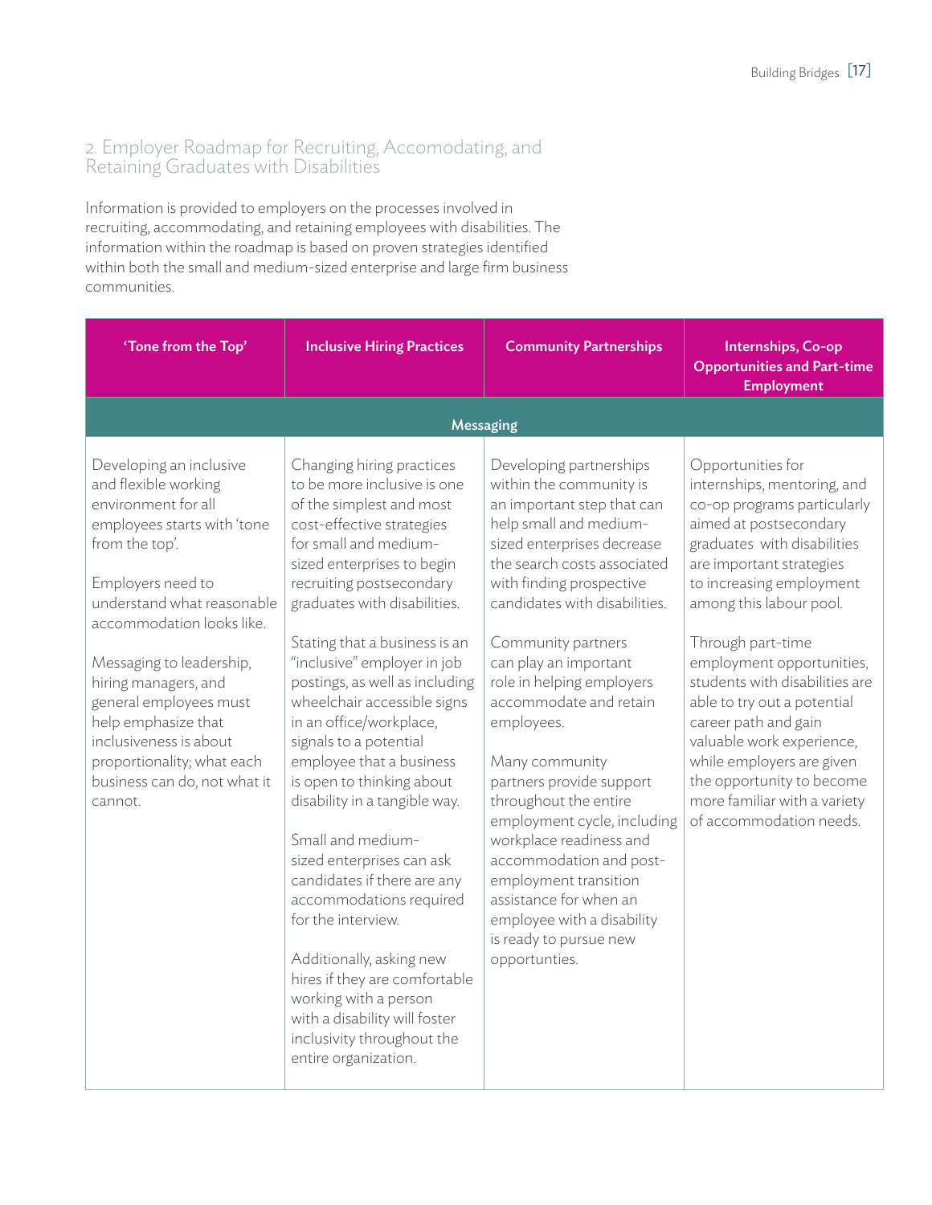## 2. Employer Roadmap for Recruiting, Accomodating, and Retaining Graduates with Disabilities

Information is provided to employers on the processes involved in recruiting, accommodating, and retaining employees with disabilities. The information within the roadmap is based on proven strategies identified within both the small and medium-sized enterprise and large firm business communities.

| 'Tone from the Top' | Inclusive Hiring Practices | Community Partnerships | Internships, Co-op Opportunities and Part-time Employment |
|---|---|---|---|
| **Messaging** | | | |
| Developing an inclusive and flexible working environment for all employees starts with 'tone from the top'.<br><br>Employers need to understand what reasonable accommodation looks like.<br><br>Messaging to leadership, hiring managers, and general employees must help emphasize that inclusiveness is about proportionality; what each business can do, not what it cannot. | Changing hiring practices to be more inclusive is one of the simplest and most cost-effective strategies for small and medium-sized enterprises to begin recruiting postsecondary graduates with disabilities.<br><br>Stating that a business is an "inclusive" employer in job postings, as well as including wheelchair accessible signs in an office/workplace, signals to a potential employee that a business is open to thinking about disability in a tangible way.<br><br>Small and medium-sized enterprises can ask candidates if there are any accommodations required for the interview.<br><br>Additionally, asking new hires if they are comfortable working with a person with a disability will foster inclusivity throughout the entire organization. | Developing partnerships within the community is an important step that can help small and medium-sized enterprises decrease the search costs associated with finding prospective candidates with disabilities.<br><br>Community partners can play an important role in helping employers accommodate and retain employees.<br><br>Many community partners provide support throughout the entire employment cycle, including workplace readiness and accommodation and post-employment transition assistance for when an employee with a disability is ready to pursue new opportunities. | Opportunities for internships, mentoring, and co-op programs particularly aimed at postsecondary graduates with disabilities are important strategies to increasing employment among this labour pool.<br><br>Through part-time employment opportunities, students with disabilities are able to try out a potential career path and gain valuable work experience, while employers are given the opportunity to become more familiar with a variety of accommodation needs. |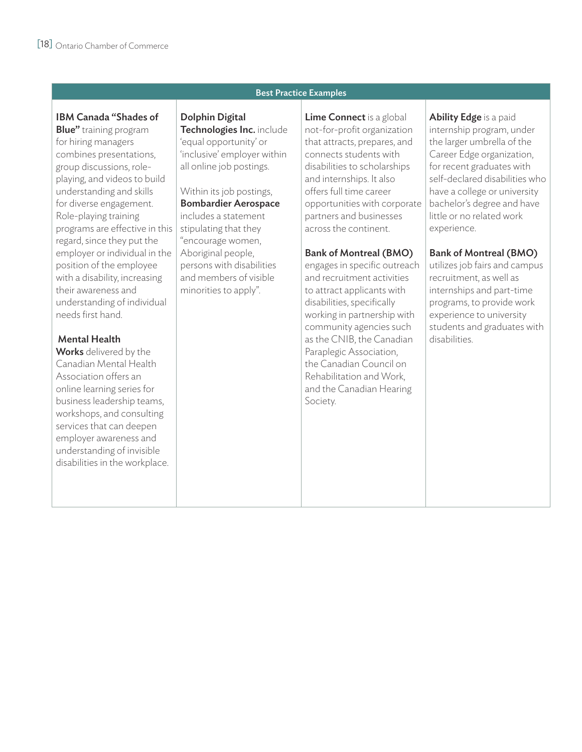| Best Practice Examples | | | |
|---|---|---|---|
| **IBM Canada "Shades of Blue"** training program for hiring managers combines presentations, group discussions, role-playing, and videos to build understanding and skills for diverse engagement. Role-playing training programs are effective in this regard, since they put the employer or individual in the position of the employee with a disability, increasing their awareness and understanding of individual needs first hand.<br><br>**Mental Health Works** delivered by the Canadian Mental Health Association offers an online learning series for business leadership teams, workshops, and consulting services that can deepen employer awareness and understanding of invisible disabilities in the workplace. | **Dolphin Digital Technologies Inc.** include 'equal opportunity' or 'inclusive' employer within all online job postings.<br><br>Within its job postings, **Bombardier Aerospace** includes a statement stipulating that they "encourage women, Aboriginal people, persons with disabilities and members of visible minorities to apply". | **Lime Connect** is a global not-for-profit organization that attracts, prepares, and connects students with disabilities to scholarships and internships. It also offers full time career opportunities with corporate partners and businesses across the continent.<br><br>**Bank of Montreal (BMO)** engages in specific outreach and recruitment activities to attract applicants with disabilities, specifically working in partnership with community agencies such as the CNIB, the Canadian Paraplegic Association, the Canadian Council on Rehabilitation and Work, and the Canadian Hearing Society. | **Ability Edge** is a paid internship program, under the larger umbrella of the Career Edge organization, for recent graduates with self-declared disabilities who have a college or university bachelor's degree and have little or no related work experience.<br><br>**Bank of Montreal (BMO)** utilizes job fairs and campus recruitment, as well as internships and part-time programs, to provide work experience to university students and graduates with disabilities. |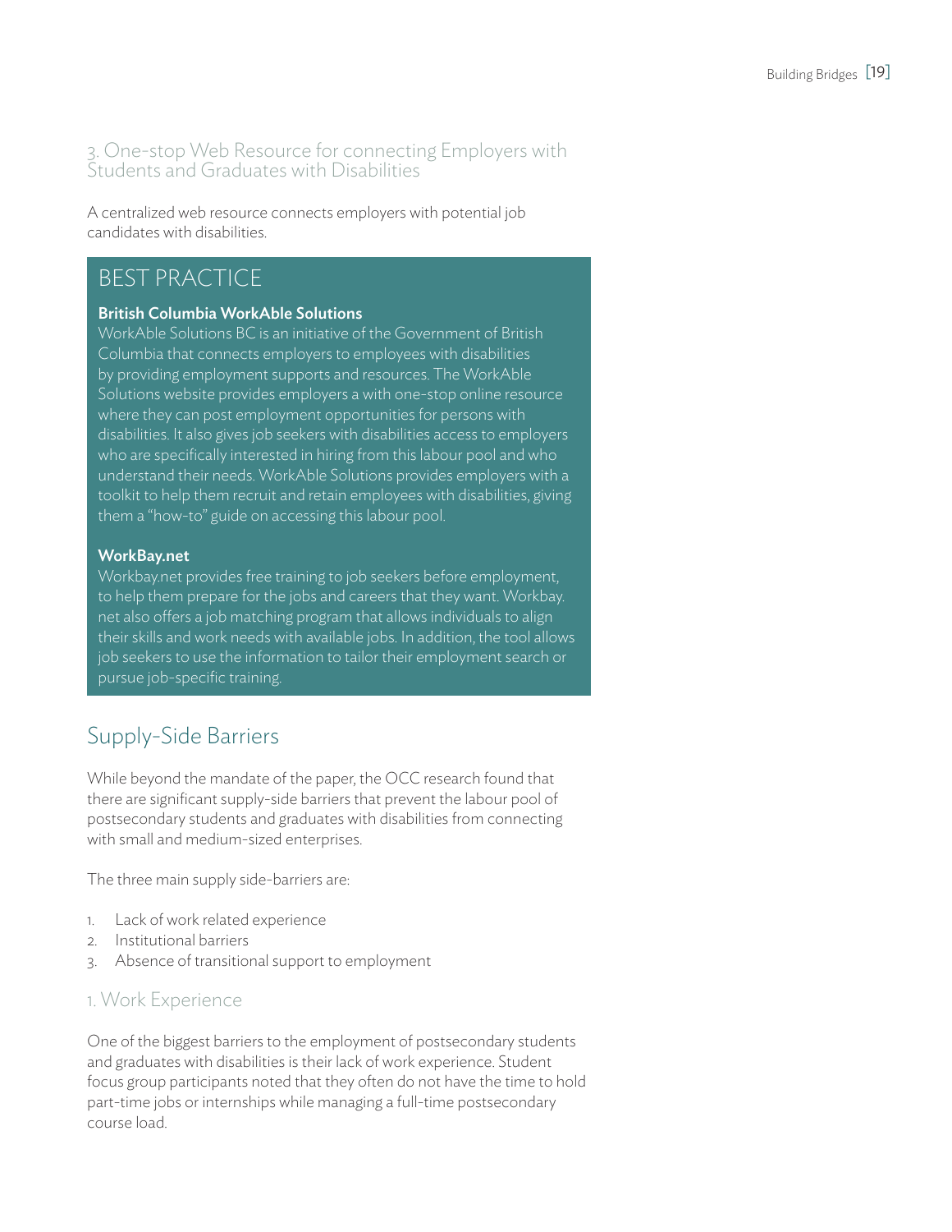### 3. One-stop Web Resource for connecting Employers with Students and Graduates with Disabilities

A centralized web resource connects employers with potential job candidates with disabilities.

## BEST PRACTICE

**British Columbia WorkAble Solutions**

WorkAble Solutions BC is an initiative of the Government of British Columbia that connects employers to employees with disabilities by providing employment supports and resources. The WorkAble Solutions website provides employers a with one-stop online resource where they can post employment opportunities for persons with disabilities. It also gives job seekers with disabilities access to employers who are specifically interested in hiring from this labour pool and who understand their needs. WorkAble Solutions provides employers with a toolkit to help them recruit and retain employees with disabilities, giving them a "how-to" guide on accessing this labour pool.

**WorkBay.net**

Workbay.net provides free training to job seekers before employment, to help them prepare for the jobs and careers that they want. Workbay.net also offers a job matching program that allows individuals to align their skills and work needs with available jobs. In addition, the tool allows job seekers to use the information to tailor their employment search or pursue job-specific training.

## Supply-Side Barriers

While beyond the mandate of the paper, the OCC research found that there are significant supply-side barriers that prevent the labour pool of postsecondary students and graduates with disabilities from connecting with small and medium-sized enterprises.

The three main supply side-barriers are:

1. Lack of work related experience
2. Institutional barriers
3. Absence of transitional support to employment

### 1. Work Experience

One of the biggest barriers to the employment of postsecondary students and graduates with disabilities is their lack of work experience. Student focus group participants noted that they often do not have the time to hold part-time jobs or internships while managing a full-time postsecondary course load.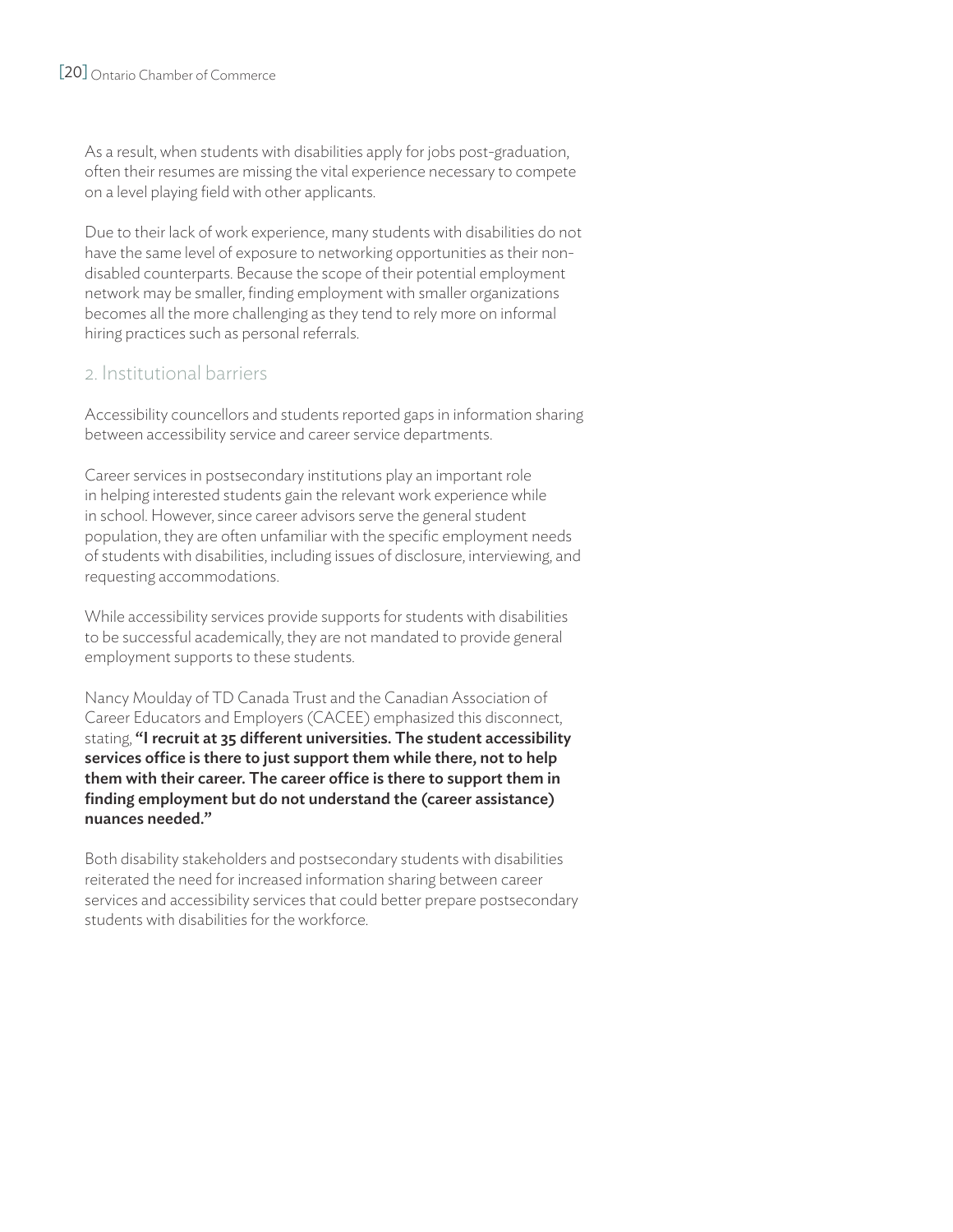As a result, when students with disabilities apply for jobs post-graduation, often their resumes are missing the vital experience necessary to compete on a level playing field with other applicants.

Due to their lack of work experience, many students with disabilities do not have the same level of exposure to networking opportunities as their non-disabled counterparts. Because the scope of their potential employment network may be smaller, finding employment with smaller organizations becomes all the more challenging as they tend to rely more on informal hiring practices such as personal referrals.

## 2. Institutional barriers

Accessibility councellors and students reported gaps in information sharing between accessibility service and career service departments.

Career services in postsecondary institutions play an important role in helping interested students gain the relevant work experience while in school. However, since career advisors serve the general student population, they are often unfamiliar with the specific employment needs of students with disabilities, including issues of disclosure, interviewing, and requesting accommodations.

While accessibility services provide supports for students with disabilities to be successful academically, they are not mandated to provide general employment supports to these students.

Nancy Moulday of TD Canada Trust and the Canadian Association of Career Educators and Employers (CACEE) emphasized this disconnect, stating, **"I recruit at 35 different universities. The student accessibility services office is there to just support them while there, not to help them with their career. The career office is there to support them in finding employment but do not understand the (career assistance) nuances needed."**

Both disability stakeholders and postsecondary students with disabilities reiterated the need for increased information sharing between career services and accessibility services that could better prepare postsecondary students with disabilities for the workforce.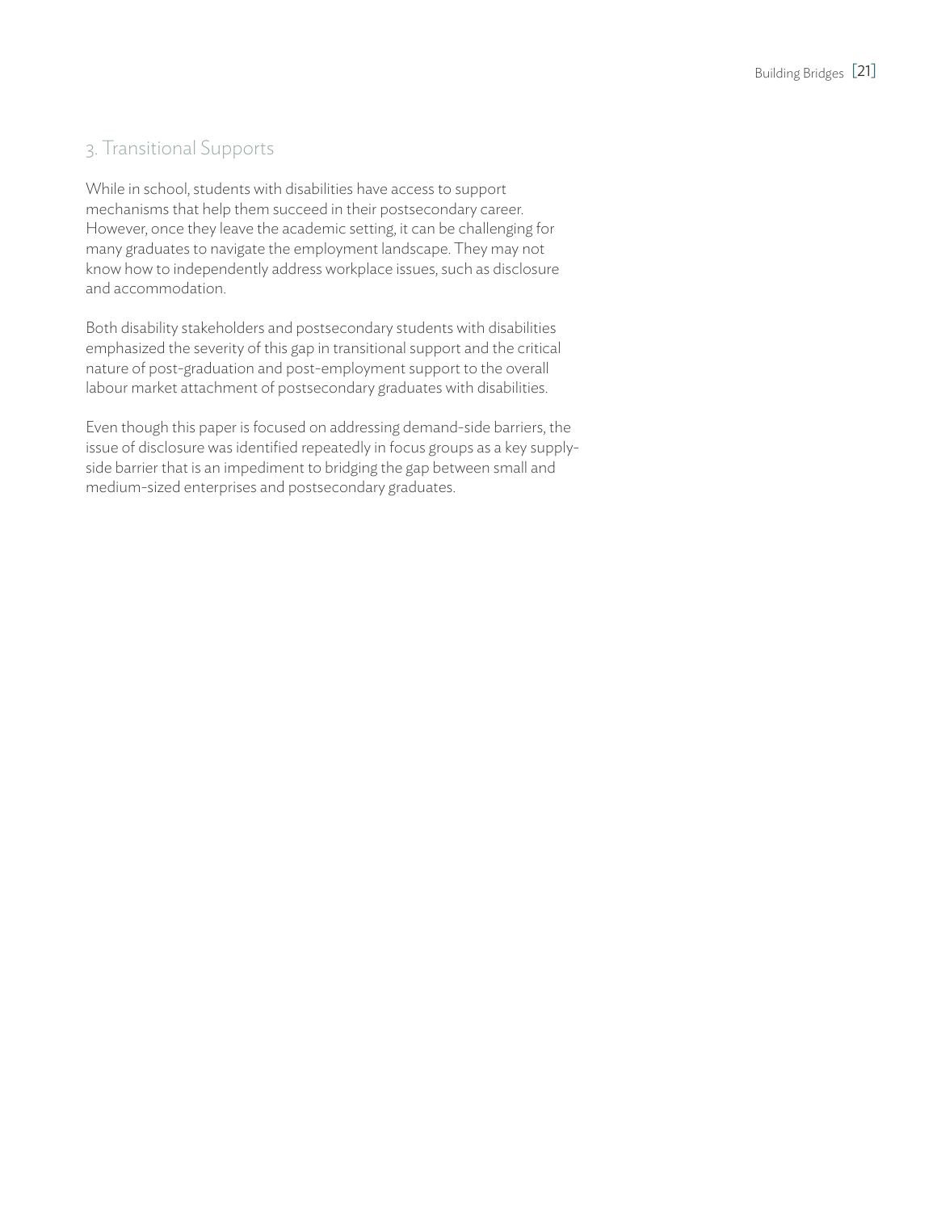## 3. Transitional Supports

While in school, students with disabilities have access to support mechanisms that help them succeed in their postsecondary career. However, once they leave the academic setting, it can be challenging for many graduates to navigate the employment landscape. They may not know how to independently address workplace issues, such as disclosure and accommodation.

Both disability stakeholders and postsecondary students with disabilities emphasized the severity of this gap in transitional support and the critical nature of post-graduation and post-employment support to the overall labour market attachment of postsecondary graduates with disabilities.

Even though this paper is focused on addressing demand-side barriers, the issue of disclosure was identified repeatedly in focus groups as a key supply-side barrier that is an impediment to bridging the gap between small and medium-sized enterprises and postsecondary graduates.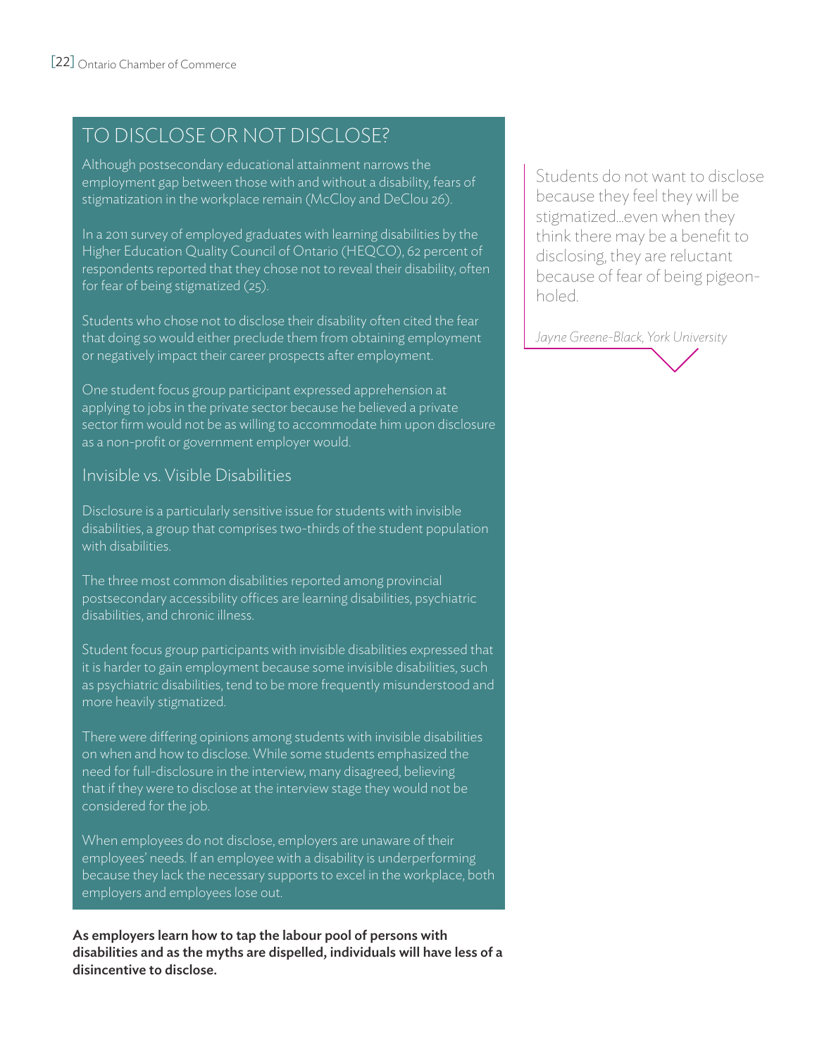## TO DISCLOSE OR NOT DISCLOSE?

Although postsecondary educational attainment narrows the employment gap between those with and without a disability, fears of stigmatization in the workplace remain (McCloy and DeClou 26).

In a 2011 survey of employed graduates with learning disabilities by the Higher Education Quality Council of Ontario (HEQCO), 62 percent of respondents reported that they chose not to reveal their disability, often for fear of being stigmatized (25).

Students who chose not to disclose their disability often cited the fear that doing so would either preclude them from obtaining employment or negatively impact their career prospects after employment.

One student focus group participant expressed apprehension at applying to jobs in the private sector because he believed a private sector firm would not be as willing to accommodate him upon disclosure as a non-profit or government employer would.

### Invisible vs. Visible Disabilities

Disclosure is a particularly sensitive issue for students with invisible disabilities, a group that comprises two-thirds of the student population with disabilities.

The three most common disabilities reported among provincial postsecondary accessibility offices are learning disabilities, psychiatric disabilities, and chronic illness.

Student focus group participants with invisible disabilities expressed that it is harder to gain employment because some invisible disabilities, such as psychiatric disabilities, tend to be more frequently misunderstood and more heavily stigmatized.

There were differing opinions among students with invisible disabilities on when and how to disclose. While some students emphasized the need for full-disclosure in the interview, many disagreed, believing that if they were to disclose at the interview stage they would not be considered for the job.

When employees do not disclose, employers are unaware of their employees' needs. If an employee with a disability is underperforming because they lack the necessary supports to excel in the workplace, both employers and employees lose out.

**As employers learn how to tap the labour pool of persons with disabilities and as the myths are dispelled, individuals will have less of a disincentive to disclose.**

> Students do not want to disclose because they feel they will be stigmatized…even when they think there may be a benefit to disclosing, they are reluctant because of fear of being pigeon-holed.
>
> *Jayne Greene-Black, York University*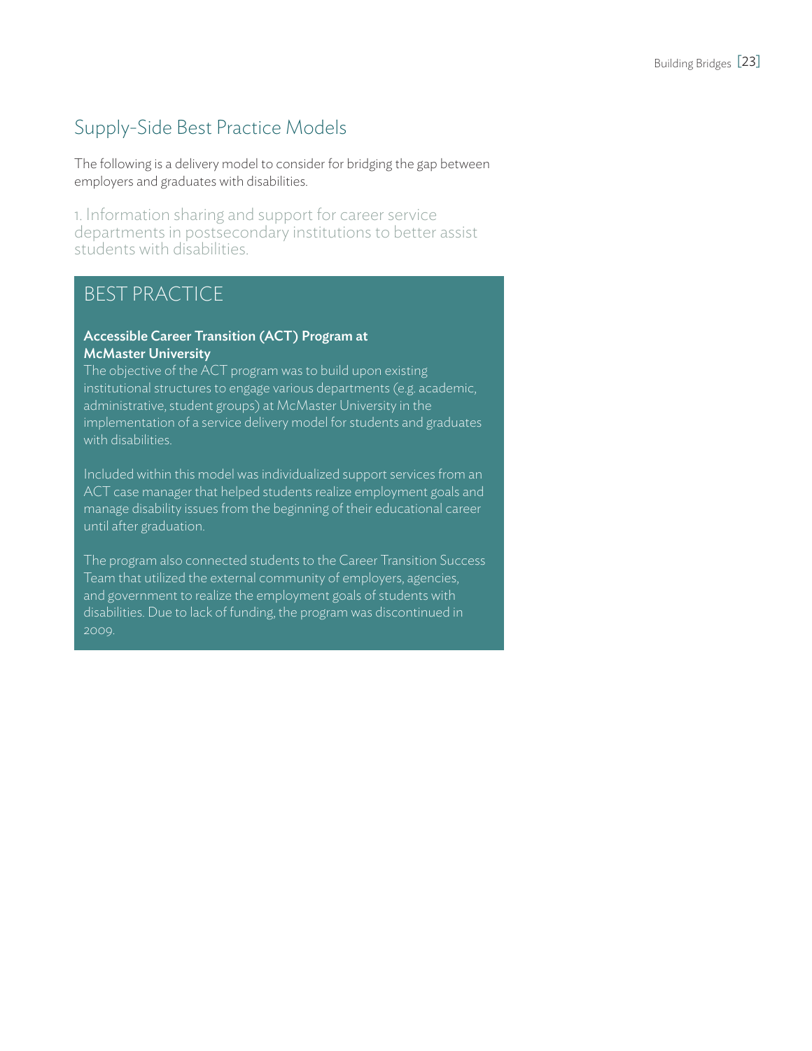## Supply-Side Best Practice Models

The following is a delivery model to consider for bridging the gap between employers and graduates with disabilities.

### 1. Information sharing and support for career service departments in postsecondary institutions to better assist students with disabilities.

### BEST PRACTICE

**Accessible Career Transition (ACT) Program at McMaster University**

The objective of the ACT program was to build upon existing institutional structures to engage various departments (e.g. academic, administrative, student groups) at McMaster University in the implementation of a service delivery model for students and graduates with disabilities.

Included within this model was individualized support services from an ACT case manager that helped students realize employment goals and manage disability issues from the beginning of their educational career until after graduation.

The program also connected students to the Career Transition Success Team that utilized the external community of employers, agencies, and government to realize the employment goals of students with disabilities. Due to lack of funding, the program was discontinued in 2009.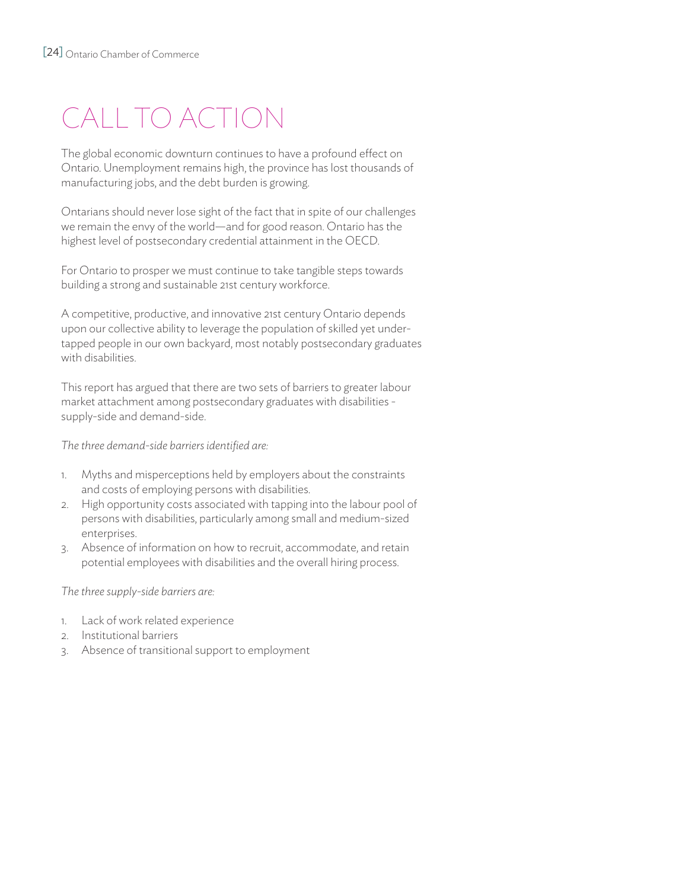# CALL TO ACTION

The global economic downturn continues to have a profound effect on Ontario. Unemployment remains high, the province has lost thousands of manufacturing jobs, and the debt burden is growing.

Ontarians should never lose sight of the fact that in spite of our challenges we remain the envy of the world—and for good reason. Ontario has the highest level of postsecondary credential attainment in the OECD.

For Ontario to prosper we must continue to take tangible steps towards building a strong and sustainable 21st century workforce.

A competitive, productive, and innovative 21st century Ontario depends upon our collective ability to leverage the population of skilled yet under-tapped people in our own backyard, most notably postsecondary graduates with disabilities.

This report has argued that there are two sets of barriers to greater labour market attachment among postsecondary graduates with disabilities - supply-side and demand-side.

*The three demand-side barriers identified are:*

1. Myths and misperceptions held by employers about the constraints and costs of employing persons with disabilities.
2. High opportunity costs associated with tapping into the labour pool of persons with disabilities, particularly among small and medium-sized enterprises.
3. Absence of information on how to recruit, accommodate, and retain potential employees with disabilities and the overall hiring process.

*The three supply-side barriers are:*

1. Lack of work related experience
2. Institutional barriers
3. Absence of transitional support to employment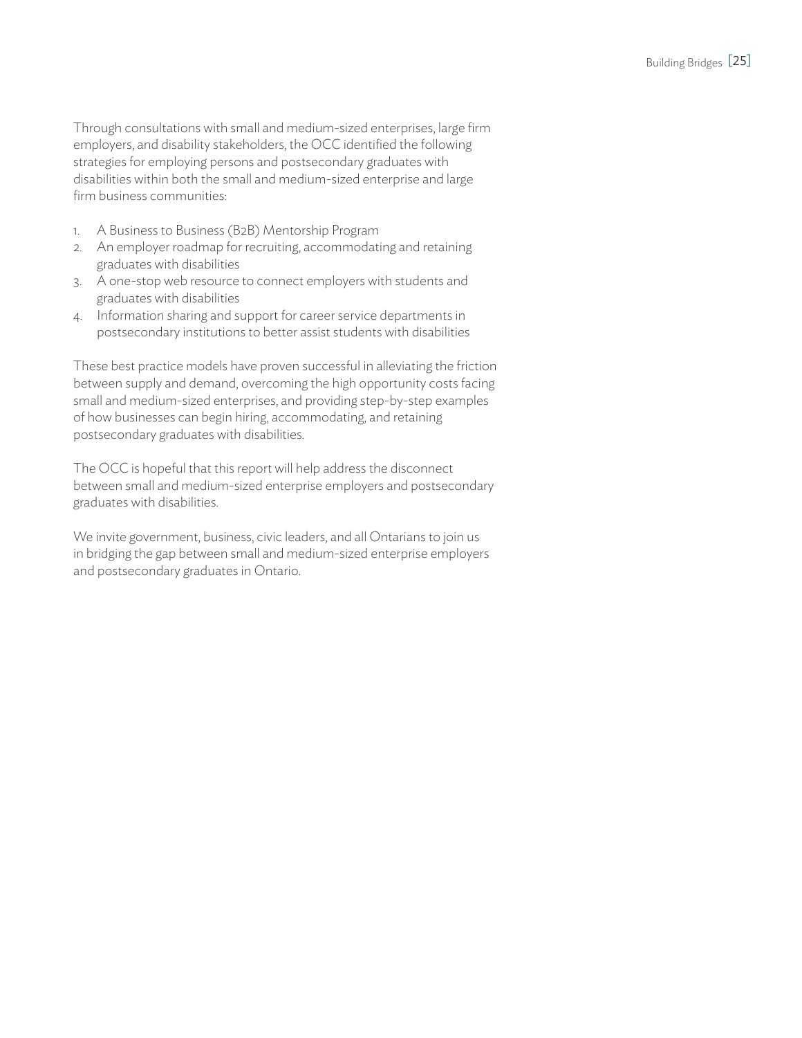Through consultations with small and medium-sized enterprises, large firm employers, and disability stakeholders, the OCC identified the following strategies for employing persons and postsecondary graduates with disabilities within both the small and medium-sized enterprise and large firm business communities:

1. A Business to Business (B2B) Mentorship Program
2. An employer roadmap for recruiting, accommodating and retaining graduates with disabilities
3. A one-stop web resource to connect employers with students and graduates with disabilities
4. Information sharing and support for career service departments in postsecondary institutions to better assist students with disabilities

These best practice models have proven successful in alleviating the friction between supply and demand, overcoming the high opportunity costs facing small and medium-sized enterprises, and providing step-by-step examples of how businesses can begin hiring, accommodating, and retaining postsecondary graduates with disabilities.

The OCC is hopeful that this report will help address the disconnect between small and medium-sized enterprise employers and postsecondary graduates with disabilities.

We invite government, business, civic leaders, and all Ontarians to join us in bridging the gap between small and medium-sized enterprise employers and postsecondary graduates in Ontario.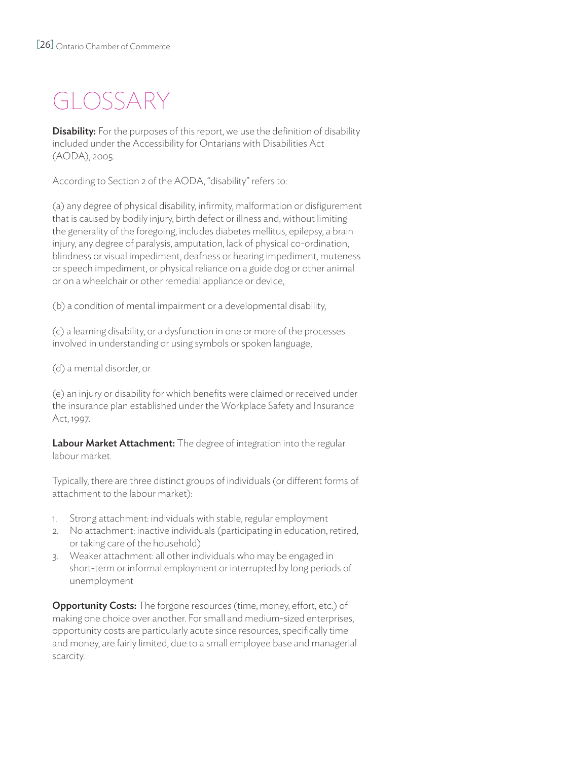# GLOSSARY

**Disability:** For the purposes of this report, we use the definition of disability included under the Accessibility for Ontarians with Disabilities Act (AODA), 2005.

According to Section 2 of the AODA, "disability" refers to:

(a) any degree of physical disability, infirmity, malformation or disfigurement that is caused by bodily injury, birth defect or illness and, without limiting the generality of the foregoing, includes diabetes mellitus, epilepsy, a brain injury, any degree of paralysis, amputation, lack of physical co-ordination, blindness or visual impediment, deafness or hearing impediment, muteness or speech impediment, or physical reliance on a guide dog or other animal or on a wheelchair or other remedial appliance or device,

(b) a condition of mental impairment or a developmental disability,

(c) a learning disability, or a dysfunction in one or more of the processes involved in understanding or using symbols or spoken language,

(d) a mental disorder, or

(e) an injury or disability for which benefits were claimed or received under the insurance plan established under the Workplace Safety and Insurance Act, 1997.

**Labour Market Attachment:** The degree of integration into the regular labour market.

Typically, there are three distinct groups of individuals (or different forms of attachment to the labour market):

1. Strong attachment: individuals with stable, regular employment
2. No attachment: inactive individuals (participating in education, retired, or taking care of the household)
3. Weaker attachment: all other individuals who may be engaged in short-term or informal employment or interrupted by long periods of unemployment

**Opportunity Costs:** The forgone resources (time, money, effort, etc.) of making one choice over another. For small and medium-sized enterprises, opportunity costs are particularly acute since resources, specifically time and money, are fairly limited, due to a small employee base and managerial scarcity.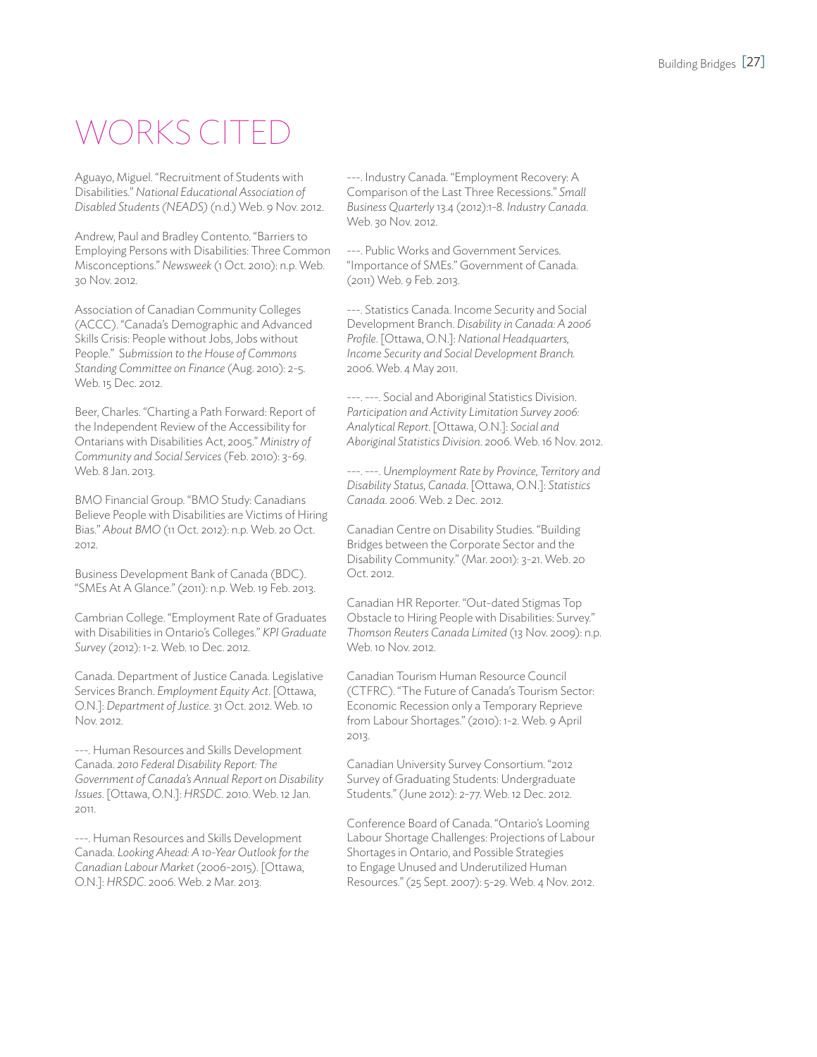# WORKS CITED

Aguayo, Miguel. "Recruitment of Students with Disabilities." *National Educational Association of Disabled Students (NEADS)* (n.d.) Web. 9 Nov. 2012.

Andrew, Paul and Bradley Contento. "Barriers to Employing Persons with Disabilities: Three Common Misconceptions." *Newsweek* (1 Oct. 2010): n.p. Web. 30 Nov. 2012.

Association of Canadian Community Colleges (ACCC). "Canada's Demographic and Advanced Skills Crisis: People without Jobs, Jobs without People." *Submission to the House of Commons Standing Committee on Finance* (Aug. 2010): 2-5. Web. 15 Dec. 2012.

Beer, Charles. "Charting a Path Forward: Report of the Independent Review of the Accessibility for Ontarians with Disabilities Act, 2005." *Ministry of Community and Social Services* (Feb. 2010): 3-69. Web. 8 Jan. 2013.

BMO Financial Group. "BMO Study: Canadians Believe People with Disabilities are Victims of Hiring Bias." *About BMO* (11 Oct. 2012): n.p. Web. 20 Oct. 2012.

Business Development Bank of Canada (BDC). "SMEs At A Glance." (2011): n.p. Web. 19 Feb. 2013.

Cambrian College. "Employment Rate of Graduates with Disabilities in Ontario's Colleges." *KPI Graduate Survey* (2012): 1-2. Web. 10 Dec. 2012.

Canada. Department of Justice Canada. Legislative Services Branch. *Employment Equity Act*. [Ottawa, O.N.]: *Department of Justice*. 31 Oct. 2012. Web. 10 Nov. 2012.

---. Human Resources and Skills Development Canada. *2010 Federal Disability Report: The Government of Canada's Annual Report on Disability Issues*. [Ottawa, O.N.]: *HRSDC*. 2010. Web. 12 Jan. 2011.

---. Human Resources and Skills Development Canada. *Looking Ahead: A 10-Year Outlook for the Canadian Labour Market* (2006-2015). [Ottawa, O.N.]: *HRSDC*. 2006. Web. 2 Mar. 2013.

---. Industry Canada. "Employment Recovery: A Comparison of the Last Three Recessions." *Small Business Quarterly* 13.4 (2012):1-8. *Industry Canada*. Web. 30 Nov. 2012.

---. Public Works and Government Services. "Importance of SMEs." Government of Canada. (2011) Web. 9 Feb. 2013.

---. Statistics Canada. Income Security and Social Development Branch. *Disability in Canada: A 2006 Profile*. [Ottawa, O.N.]: *National Headquarters, Income Security and Social Development Branch*. 2006. Web. 4 May 2011.

---. ---. Social and Aboriginal Statistics Division. *Participation and Activity Limitation Survey 2006: Analytical Report*. [Ottawa, O.N.]: *Social and Aboriginal Statistics Division*. 2006. Web. 16 Nov. 2012.

---. ---. *Unemployment Rate by Province, Territory and Disability Status, Canada*. [Ottawa, O.N.]: *Statistics Canada*. 2006. Web. 2 Dec. 2012.

Canadian Centre on Disability Studies. "Building Bridges between the Corporate Sector and the Disability Community." (Mar. 2001): 3-21. Web. 20 Oct. 2012.

Canadian HR Reporter. "Out-dated Stigmas Top Obstacle to Hiring People with Disabilities: Survey." *Thomson Reuters Canada Limited* (13 Nov. 2009): n.p. Web. 10 Nov. 2012.

Canadian Tourism Human Resource Council (CTFRC). "The Future of Canada's Tourism Sector: Economic Recession only a Temporary Reprieve from Labour Shortages." (2010): 1-2. Web. 9 April 2013.

Canadian University Survey Consortium. "2012 Survey of Graduating Students: Undergraduate Students." (June 2012): 2-77. Web. 12 Dec. 2012.

Conference Board of Canada. "Ontario's Looming Labour Shortage Challenges: Projections of Labour Shortages in Ontario, and Possible Strategies to Engage Unused and Underutilized Human Resources." (25 Sept. 2007): 5-29. Web. 4 Nov. 2012.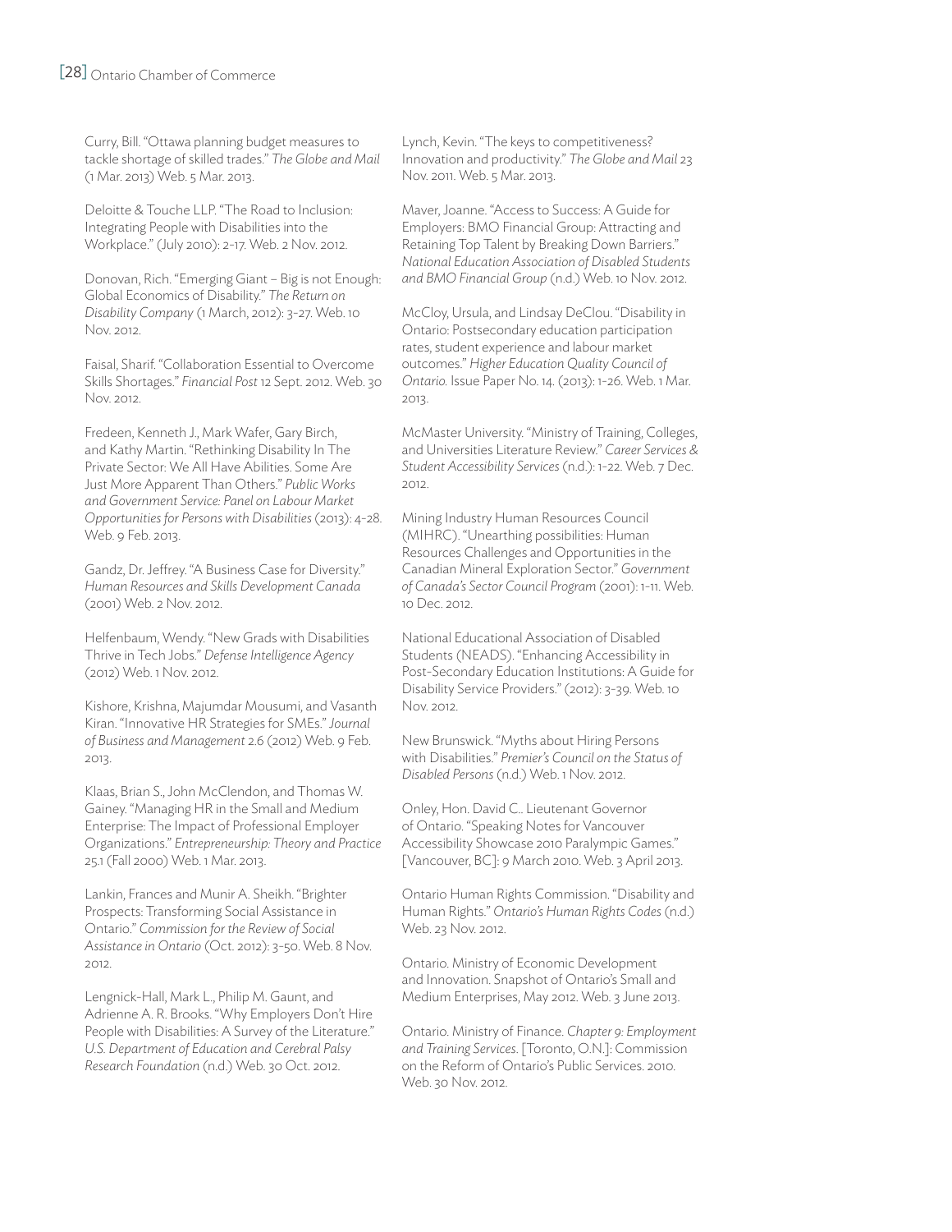Curry, Bill. "Ottawa planning budget measures to tackle shortage of skilled trades." *The Globe and Mail* (1 Mar. 2013) Web. 5 Mar. 2013.

Deloitte & Touche LLP. "The Road to Inclusion: Integrating People with Disabilities into the Workplace." (July 2010): 2-17. Web. 2 Nov. 2012.

Donovan, Rich. "Emerging Giant – Big is not Enough: Global Economics of Disability." *The Return on Disability Company* (1 March, 2012): 3-27. Web. 10 Nov. 2012.

Faisal, Sharif. "Collaboration Essential to Overcome Skills Shortages." *Financial Post* 12 Sept. 2012. Web. 30 Nov. 2012.

Fredeen, Kenneth J., Mark Wafer, Gary Birch, and Kathy Martin. "Rethinking Disability In The Private Sector: We All Have Abilities. Some Are Just More Apparent Than Others." *Public Works and Government Service: Panel on Labour Market Opportunities for Persons with Disabilities* (2013): 4-28. Web. 9 Feb. 2013.

Gandz, Dr. Jeffrey. "A Business Case for Diversity." *Human Resources and Skills Development Canada* (2001) Web. 2 Nov. 2012.

Helfenbaum, Wendy. "New Grads with Disabilities Thrive in Tech Jobs." *Defense Intelligence Agency* (2012) Web. 1 Nov. 2012.

Kishore, Krishna, Majumdar Mousumi, and Vasanth Kiran. "Innovative HR Strategies for SMEs." *Journal of Business and Management* 2.6 (2012) Web. 9 Feb. 2013.

Klaas, Brian S., John McClendon, and Thomas W. Gainey. "Managing HR in the Small and Medium Enterprise: The Impact of Professional Employer Organizations." *Entrepreneurship: Theory and Practice* 25.1 (Fall 2000) Web. 1 Mar. 2013.

Lankin, Frances and Munir A. Sheikh. "Brighter Prospects: Transforming Social Assistance in Ontario." *Commission for the Review of Social Assistance in Ontario* (Oct. 2012): 3-50. Web. 8 Nov. 2012.

Lengnick-Hall, Mark L., Philip M. Gaunt, and Adrienne A. R. Brooks. "Why Employers Don't Hire People with Disabilities: A Survey of the Literature." *U.S. Department of Education and Cerebral Palsy Research Foundation* (n.d.) Web. 30 Oct. 2012.

Lynch, Kevin. "The keys to competitiveness? Innovation and productivity." *The Globe and Mail* 23 Nov. 2011. Web. 5 Mar. 2013.

Maver, Joanne. "Access to Success: A Guide for Employers: BMO Financial Group: Attracting and Retaining Top Talent by Breaking Down Barriers." *National Education Association of Disabled Students and BMO Financial Group* (n.d.) Web. 10 Nov. 2012.

McCloy, Ursula, and Lindsay DeClou. "Disability in Ontario: Postsecondary education participation rates, student experience and labour market outcomes." *Higher Education Quality Council of Ontario.* Issue Paper No. 14. (2013): 1-26. Web. 1 Mar. 2013.

McMaster University. "Ministry of Training, Colleges, and Universities Literature Review." *Career Services & Student Accessibility Services* (n.d.): 1-22. Web. 7 Dec. 2012.

Mining Industry Human Resources Council (MIHRC). "Unearthing possibilities: Human Resources Challenges and Opportunities in the Canadian Mineral Exploration Sector." *Government of Canada's Sector Council Program* (2001): 1-11. Web. 10 Dec. 2012.

National Educational Association of Disabled Students (NEADS). "Enhancing Accessibility in Post-Secondary Education Institutions: A Guide for Disability Service Providers." (2012): 3-39. Web. 10 Nov. 2012.

New Brunswick. "Myths about Hiring Persons with Disabilities." *Premier's Council on the Status of Disabled Persons* (n.d.) Web. 1 Nov. 2012.

Onley, Hon. David C.. Lieutenant Governor of Ontario. "Speaking Notes for Vancouver Accessibility Showcase 2010 Paralympic Games." [Vancouver, BC]: 9 March 2010. Web. 3 April 2013.

Ontario Human Rights Commission. "Disability and Human Rights." *Ontario's Human Rights Codes* (n.d.) Web. 23 Nov. 2012.

Ontario. Ministry of Economic Development and Innovation. Snapshot of Ontario's Small and Medium Enterprises, May 2012. Web. 3 June 2013.

Ontario. Ministry of Finance. *Chapter 9: Employment and Training Services*. [Toronto, O.N.]: Commission on the Reform of Ontario's Public Services. 2010. Web. 30 Nov. 2012.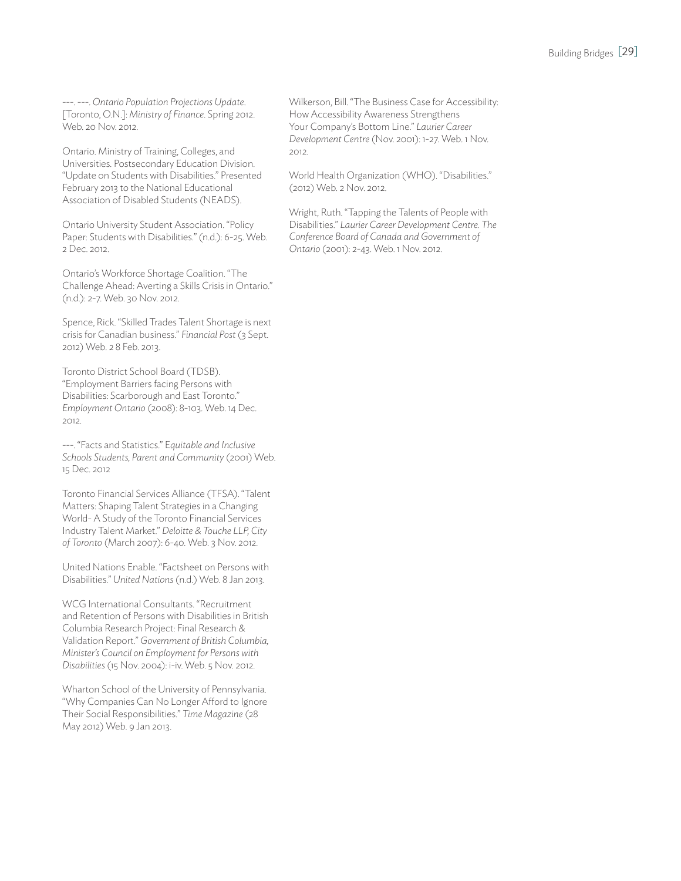---. ---. *Ontario Population Projections Update*. [Toronto, O.N.]: *Ministry of Finance*. Spring 2012. Web. 20 Nov. 2012.

Ontario. Ministry of Training, Colleges, and Universities. Postsecondary Education Division. "Update on Students with Disabilities." Presented February 2013 to the National Educational Association of Disabled Students (NEADS).

Ontario University Student Association. "Policy Paper: Students with Disabilities." (n.d.): 6-25. Web. 2 Dec. 2012.

Ontario's Workforce Shortage Coalition. "The Challenge Ahead: Averting a Skills Crisis in Ontario." (n.d.): 2-7. Web. 30 Nov. 2012.

Spence, Rick. "Skilled Trades Talent Shortage is next crisis for Canadian business." *Financial Post* (3 Sept. 2012) Web. 2 8 Feb. 2013.

Toronto District School Board (TDSB). "Employment Barriers facing Persons with Disabilities: Scarborough and East Toronto." *Employment Ontario* (2008): 8-103. Web. 14 Dec. 2012.

---. "Facts and Statistics." E*quitable and Inclusive Schools Students, Parent and Community* (2001) Web. 15 Dec. 2012

Toronto Financial Services Alliance (TFSA). "Talent Matters: Shaping Talent Strategies in a Changing World- A Study of the Toronto Financial Services Industry Talent Market." *Deloitte & Touche LLP, City of Toronto* (March 2007): 6-40. Web. 3 Nov. 2012.

United Nations Enable. "Factsheet on Persons with Disabilities." *United Nations* (n.d.) Web. 8 Jan 2013.

WCG International Consultants. "Recruitment and Retention of Persons with Disabilities in British Columbia Research Project: Final Research & Validation Report." *Government of British Columbia, Minister's Council on Employment for Persons with Disabilities* (15 Nov. 2004): i-iv. Web. 5 Nov. 2012.

Wharton School of the University of Pennsylvania. "Why Companies Can No Longer Afford to Ignore Their Social Responsibilities." *Time Magazine* (28 May 2012) Web. 9 Jan 2013.

Wilkerson, Bill. "The Business Case for Accessibility: How Accessibility Awareness Strengthens Your Company's Bottom Line." *Laurier Career Development Centre* (Nov. 2001): 1-27. Web. 1 Nov. 2012.

World Health Organization (WHO). "Disabilities." (2012) Web. 2 Nov. 2012.

Wright, Ruth. "Tapping the Talents of People with Disabilities." *Laurier Career Development Centre. The Conference Board of Canada and Government of Ontario* (2001): 2-43. Web. 1 Nov. 2012.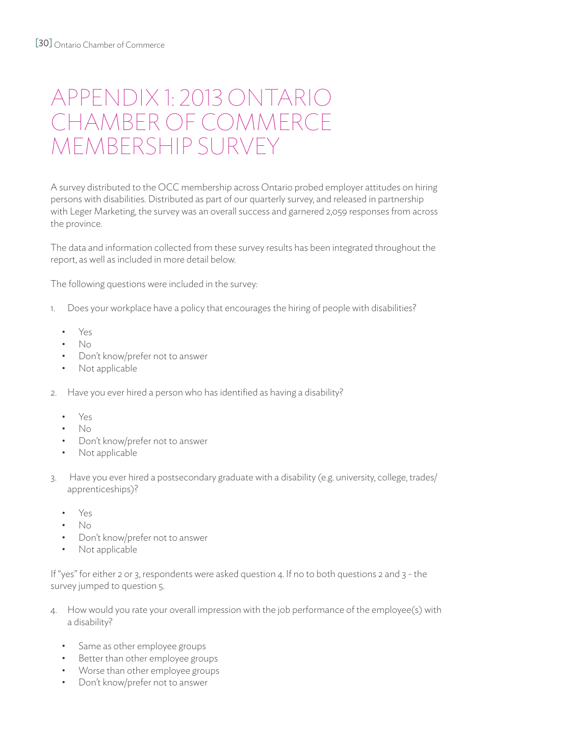# APPENDIX 1: 2013 ONTARIO CHAMBER OF COMMERCE MEMBERSHIP SURVEY

A survey distributed to the OCC membership across Ontario probed employer attitudes on hiring persons with disabilities. Distributed as part of our quarterly survey, and released in partnership with Leger Marketing, the survey was an overall success and garnered 2,059 responses from across the province.

The data and information collected from these survey results has been integrated throughout the report, as well as included in more detail below.

The following questions were included in the survey:

1. Does your workplace have a policy that encourages the hiring of people with disabilities?
   - Yes
   - No
   - Don't know/prefer not to answer
   - Not applicable

2. Have you ever hired a person who has identified as having a disability?
   - Yes
   - No
   - Don't know/prefer not to answer
   - Not applicable

3. Have you ever hired a postsecondary graduate with a disability (e.g. university, college, trades/apprenticeships)?
   - Yes
   - No
   - Don't know/prefer not to answer
   - Not applicable

If "yes" for either 2 or 3, respondents were asked question 4. If no to both questions 2 and 3 - the survey jumped to question 5.

4. How would you rate your overall impression with the job performance of the employee(s) with a disability?
   - Same as other employee groups
   - Better than other employee groups
   - Worse than other employee groups
   - Don't know/prefer not to answer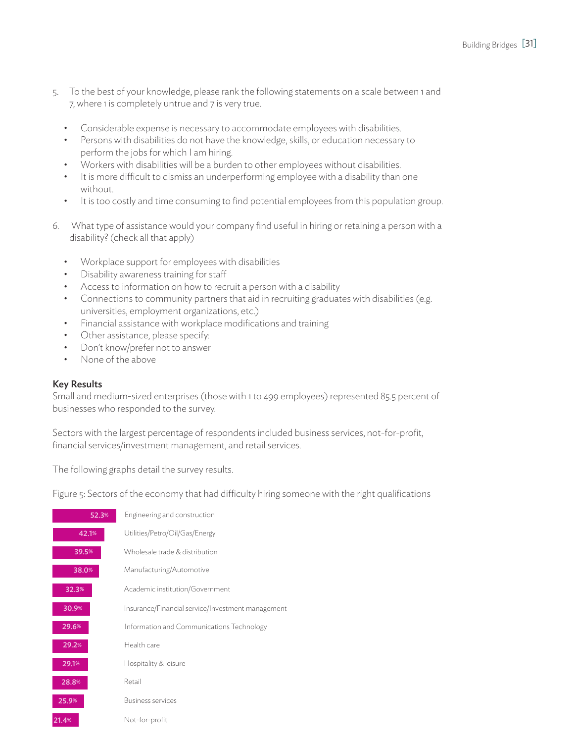5. To the best of your knowledge, please rank the following statements on a scale between 1 and 7, where 1 is completely untrue and 7 is very true.

   - Considerable expense is necessary to accommodate employees with disabilities.
   - Persons with disabilities do not have the knowledge, skills, or education necessary to perform the jobs for which I am hiring.
   - Workers with disabilities will be a burden to other employees without disabilities.
   - It is more difficult to dismiss an underperforming employee with a disability than one without.
   - It is too costly and time consuming to find potential employees from this population group.

6. What type of assistance would your company find useful in hiring or retaining a person with a disability? (check all that apply)

   - Workplace support for employees with disabilities
   - Disability awareness training for staff
   - Access to information on how to recruit a person with a disability
   - Connections to community partners that aid in recruiting graduates with disabilities (e.g. universities, employment organizations, etc.)
   - Financial assistance with workplace modifications and training
   - Other assistance, please specify:
   - Don't know/prefer not to answer
   - None of the above

**Key Results**

Small and medium-sized enterprises (those with 1 to 499 employees) represented 85.5 percent of businesses who responded to the survey.

Sectors with the largest percentage of respondents included business services, not-for-profit, financial services/investment management, and retail services.

The following graphs detail the survey results.

Figure 5: Sectors of the economy that had difficulty hiring someone with the right qualifications

| Percentage | Sector |
|---|---|
| 52.3% | Engineering and construction |
| 42.1% | Utilities/Petro/Oil/Gas/Energy |
| 39.5% | Wholesale trade & distribution |
| 38.0% | Manufacturing/Automotive |
| 32.3% | Academic institution/Government |
| 30.9% | Insurance/Financial service/Investment management |
| 29.6% | Information and Communications Technology |
| 29.2% | Health care |
| 29.1% | Hospitality & leisure |
| 28.8% | Retail |
| 25.9% | Business services |
| 21.4% | Not-for-profit |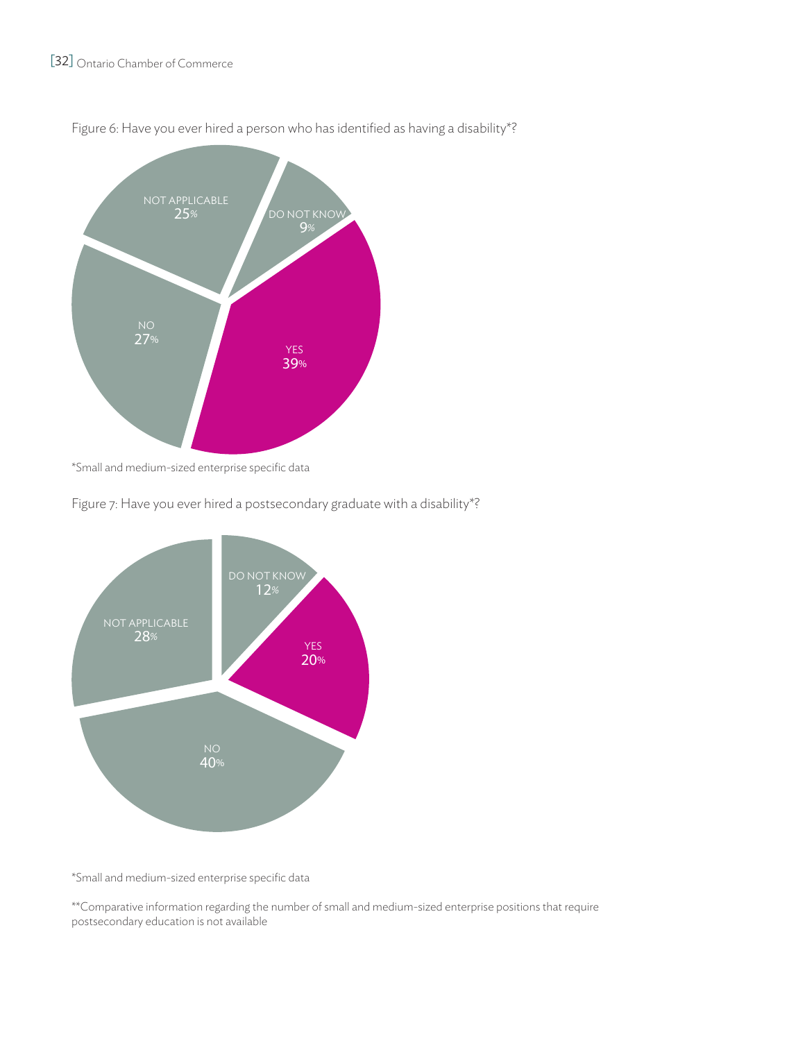Figure 6: Have you ever hired a person who has identified as having a disability*?

| Response | Percentage |
| --- | --- |
| YES | 39% |
| NO | 27% |
| NOT APPLICABLE | 25% |
| DO NOT KNOW | 9% |

*Small and medium-sized enterprise specific data

Figure 7: Have you ever hired a postsecondary graduate with a disability*?

| Response | Percentage |
| --- | --- |
| YES | 20% |
| NO | 40% |
| NOT APPLICABLE | 28% |
| DO NOT KNOW | 12% |

*Small and medium-sized enterprise specific data

**Comparative information regarding the number of small and medium-sized enterprise positions that require postsecondary education is not available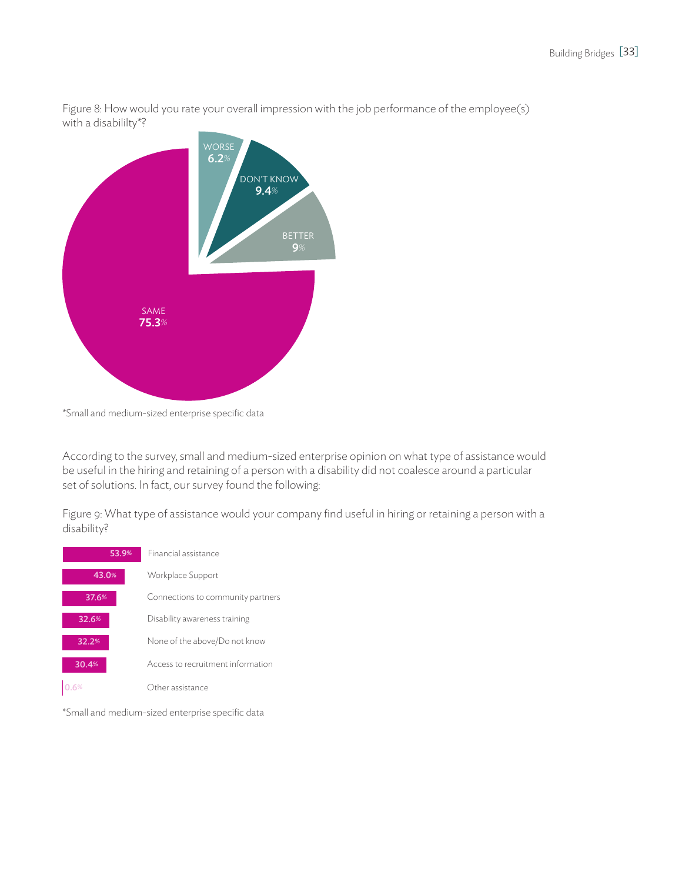Figure 8: How would you rate your overall impression with the job performance of the employee(s) with a disabililty*?

| Response | Percentage |
|---|---|
| SAME | 75.3% |
| DON'T KNOW | 9.4% |
| BETTER | 9% |
| WORSE | 6.2% |

*Small and medium-sized enterprise specific data

According to the survey, small and medium-sized enterprise opinion on what type of assistance would be useful in the hiring and retaining of a person with a disability did not coalesce around a particular set of solutions. In fact, our survey found the following:

Figure 9: What type of assistance would your company find useful in hiring or retaining a person with a disability?

| Percentage | Type of assistance |
|---|---|
| 53.9% | Financial assistance |
| 43.0% | Workplace Support |
| 37.6% | Connections to community partners |
| 32.6% | Disability awareness training |
| 32.2% | None of the above/Do not know |
| 30.4% | Access to recruitment information |
| 0.6% | Other assistance |

*Small and medium-sized enterprise specific data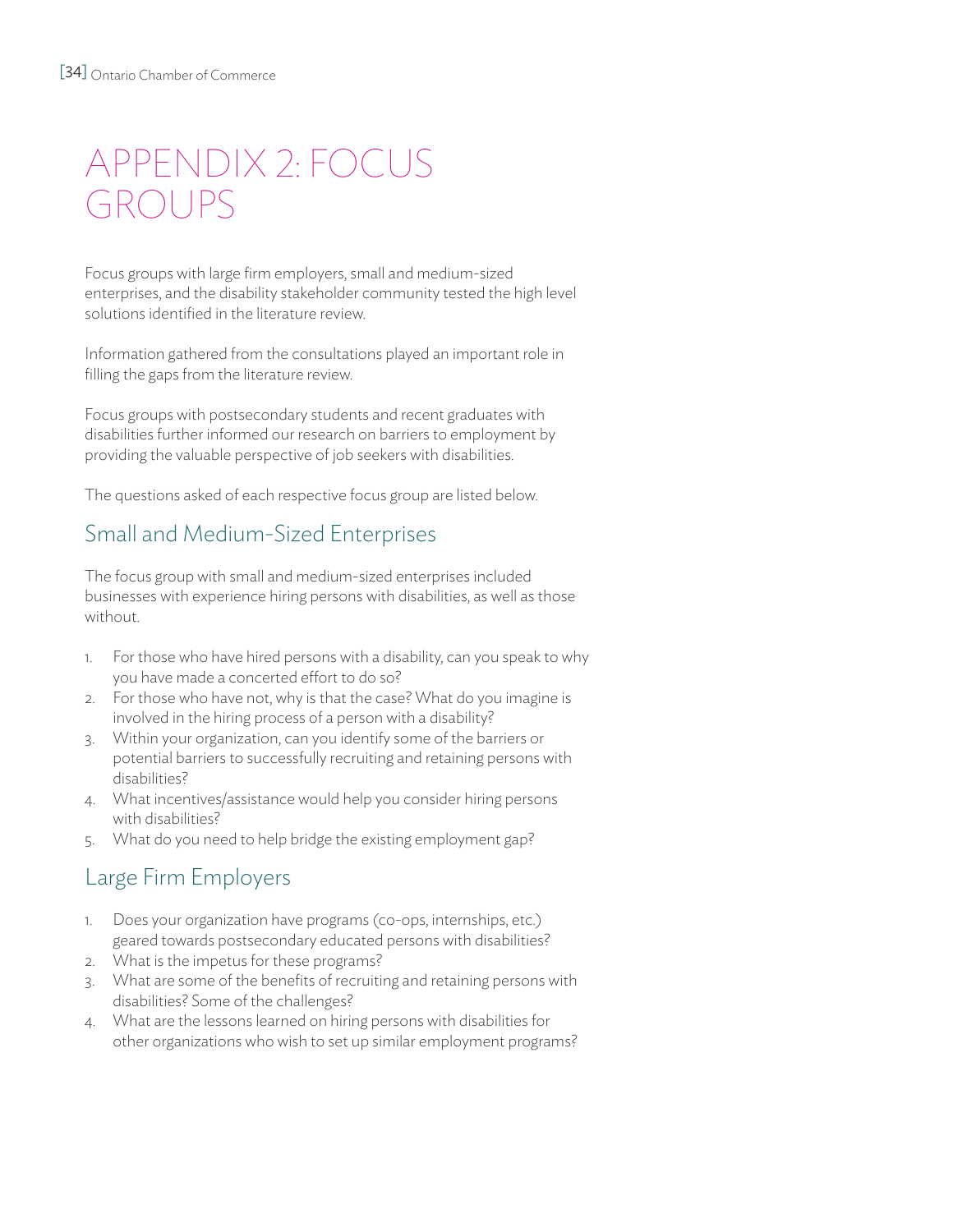# APPENDIX 2: FOCUS GROUPS

Focus groups with large firm employers, small and medium-sized enterprises, and the disability stakeholder community tested the high level solutions identified in the literature review.

Information gathered from the consultations played an important role in filling the gaps from the literature review.

Focus groups with postsecondary students and recent graduates with disabilities further informed our research on barriers to employment by providing the valuable perspective of job seekers with disabilities.

The questions asked of each respective focus group are listed below.

## Small and Medium-Sized Enterprises

The focus group with small and medium-sized enterprises included businesses with experience hiring persons with disabilities, as well as those without.

1. For those who have hired persons with a disability, can you speak to why you have made a concerted effort to do so?
2. For those who have not, why is that the case? What do you imagine is involved in the hiring process of a person with a disability?
3. Within your organization, can you identify some of the barriers or potential barriers to successfully recruiting and retaining persons with disabilities?
4. What incentives/assistance would help you consider hiring persons with disabilities?
5. What do you need to help bridge the existing employment gap?

## Large Firm Employers

1. Does your organization have programs (co-ops, internships, etc.) geared towards postsecondary educated persons with disabilities?
2. What is the impetus for these programs?
3. What are some of the benefits of recruiting and retaining persons with disabilities? Some of the challenges?
4. What are the lessons learned on hiring persons with disabilities for other organizations who wish to set up similar employment programs?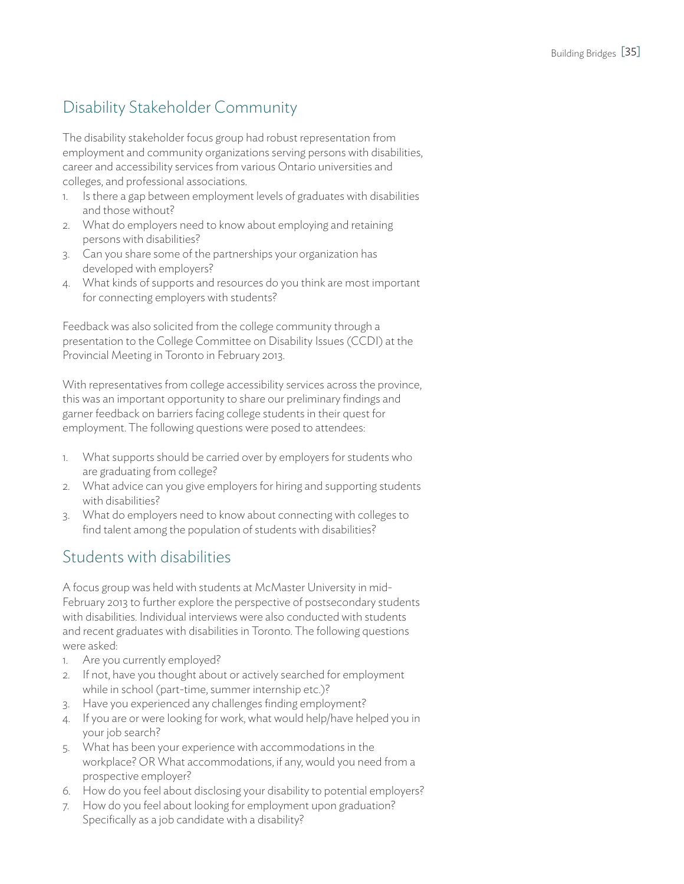## Disability Stakeholder Community

The disability stakeholder focus group had robust representation from employment and community organizations serving persons with disabilities, career and accessibility services from various Ontario universities and colleges, and professional associations.

1. Is there a gap between employment levels of graduates with disabilities and those without?
2. What do employers need to know about employing and retaining persons with disabilities?
3. Can you share some of the partnerships your organization has developed with employers?
4. What kinds of supports and resources do you think are most important for connecting employers with students?

Feedback was also solicited from the college community through a presentation to the College Committee on Disability Issues (CCDI) at the Provincial Meeting in Toronto in February 2013.

With representatives from college accessibility services across the province, this was an important opportunity to share our preliminary findings and garner feedback on barriers facing college students in their quest for employment. The following questions were posed to attendees:

1. What supports should be carried over by employers for students who are graduating from college?
2. What advice can you give employers for hiring and supporting students with disabilities?
3. What do employers need to know about connecting with colleges to find talent among the population of students with disabilities?

## Students with disabilities

A focus group was held with students at McMaster University in mid-February 2013 to further explore the perspective of postsecondary students with disabilities. Individual interviews were also conducted with students and recent graduates with disabilities in Toronto. The following questions were asked:

1. Are you currently employed?
2. If not, have you thought about or actively searched for employment while in school (part-time, summer internship etc.)?
3. Have you experienced any challenges finding employment?
4. If you are or were looking for work, what would help/have helped you in your job search?
5. What has been your experience with accommodations in the workplace? OR What accommodations, if any, would you need from a prospective employer?
6. How do you feel about disclosing your disability to potential employers?
7. How do you feel about looking for employment upon graduation? Specifically as a job candidate with a disability?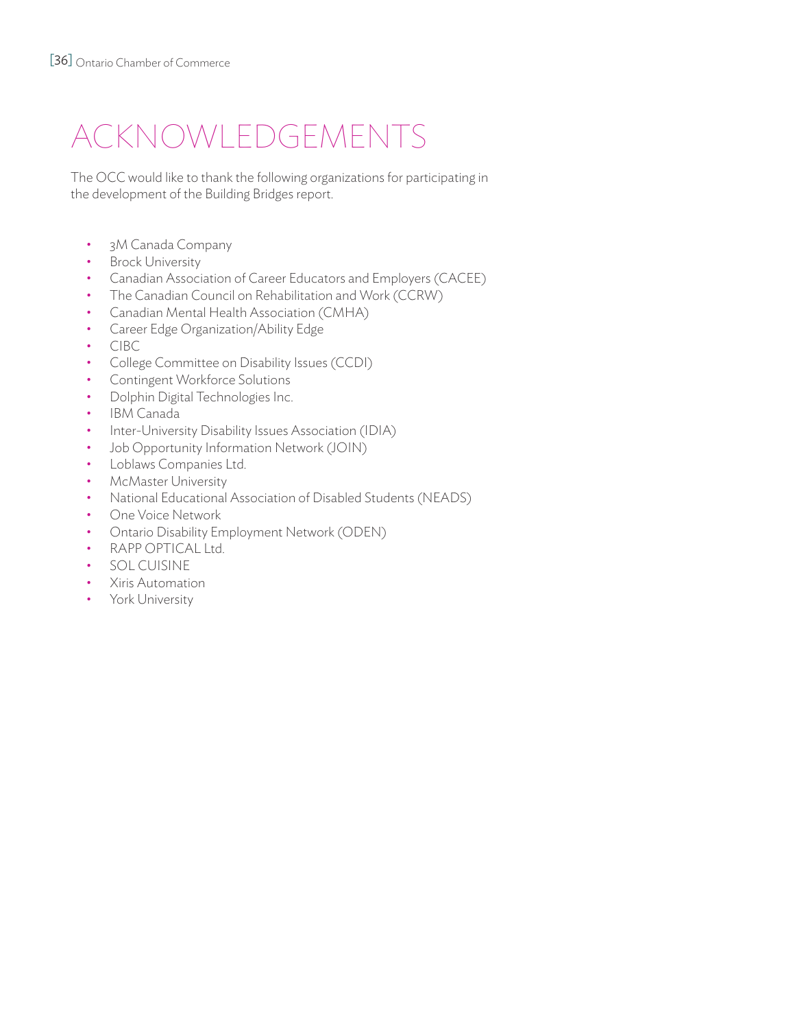# ACKNOWLEDGEMENTS

The OCC would like to thank the following organizations for participating in the development of the Building Bridges report.

- 3M Canada Company
- Brock University
- Canadian Association of Career Educators and Employers (CACEE)
- The Canadian Council on Rehabilitation and Work (CCRW)
- Canadian Mental Health Association (CMHA)
- Career Edge Organization/Ability Edge
- CIBC
- College Committee on Disability Issues (CCDI)
- Contingent Workforce Solutions
- Dolphin Digital Technologies Inc.
- IBM Canada
- Inter-University Disability Issues Association (IDIA)
- Job Opportunity Information Network (JOIN)
- Loblaws Companies Ltd.
- McMaster University
- National Educational Association of Disabled Students (NEADS)
- One Voice Network
- Ontario Disability Employment Network (ODEN)
- RAPP OPTICAL Ltd.
- SOL CUISINE
- Xiris Automation
- York University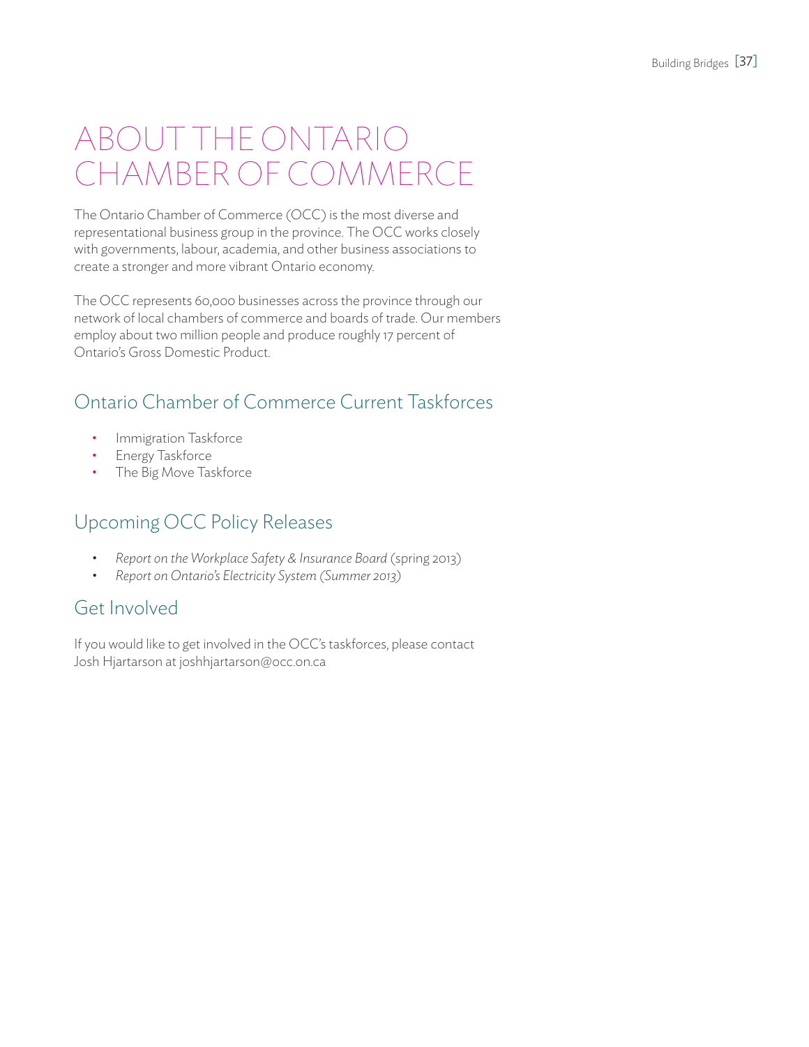# ABOUT THE ONTARIO CHAMBER OF COMMERCE

The Ontario Chamber of Commerce (OCC) is the most diverse and representational business group in the province. The OCC works closely with governments, labour, academia, and other business associations to create a stronger and more vibrant Ontario economy.

The OCC represents 60,000 businesses across the province through our network of local chambers of commerce and boards of trade. Our members employ about two million people and produce roughly 17 percent of Ontario's Gross Domestic Product.

## Ontario Chamber of Commerce Current Taskforces

- Immigration Taskforce
- Energy Taskforce
- The Big Move Taskforce

## Upcoming OCC Policy Releases

- *Report on the Workplace Safety & Insurance Board* (spring 2013)
- *Report on Ontario's Electricity System (Summer 2013)*

## Get Involved

If you would like to get involved in the OCC's taskforces, please contact Josh Hjartarson at joshhjartarson@occ.on.ca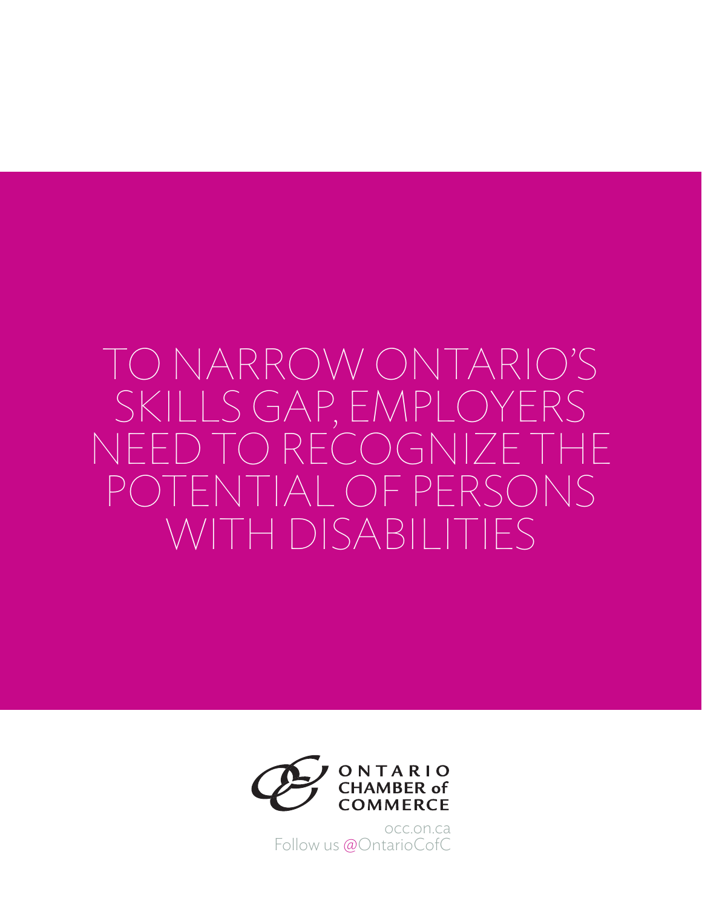# TO NARROW ONTARIO'S SKILLS GAP, EMPLOYERS NEED TO RECOGNIZE THE POTENTIAL OF PERSONS WITH DISABILITIES

ONTARIO CHAMBER of COMMERCE

occ.on.ca
Follow us @OntarioCofC